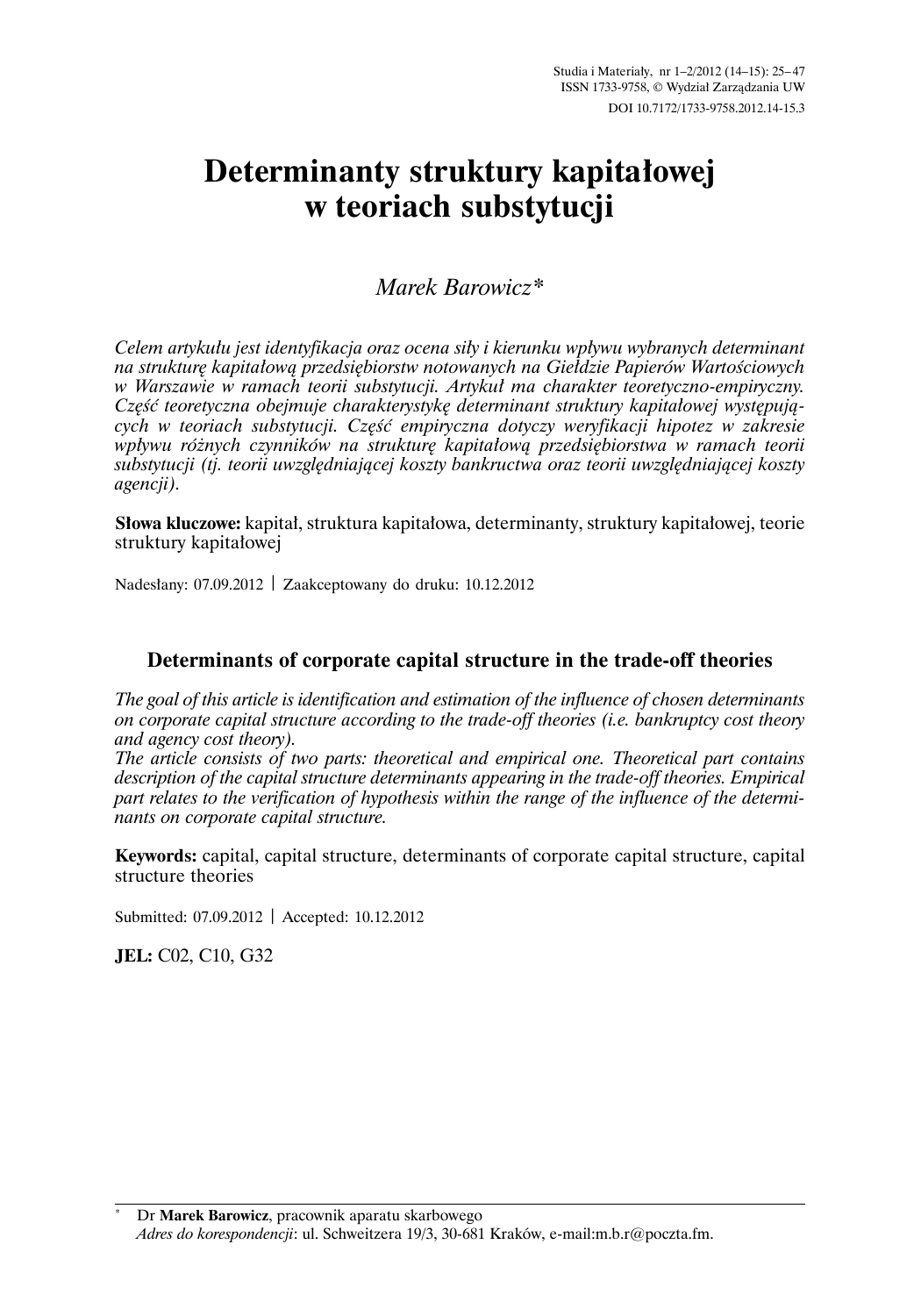# Determinanty struktury kapitałowej w teoriach substytucji

*Marek Barowicz**

*Celem artykułu jest identyfikacja oraz ocena siły i kierunku wpływu wybranych determinant na strukturę kapitałową przedsiębiorstw notowanych na Giełdzie Papierów Wartościowych w Warszawie w ramach teorii substytucji. Artykuł ma charakter teoretyczno-empiryczny. Część teoretyczna obejmuje charakterystykę determinant struktury kapitałowej występujących w teoriach substytucji. Część empiryczna dotyczy weryfikacji hipotez w zakresie wpływu różnych czynników na strukturę kapitałową przedsiębiorstwa w ramach teorii substytucji (tj. teorii uwzględniającej koszty bankructwa oraz teorii uwzględniającej koszty agencji).*

**Słowa kluczowe:** kapitał, struktura kapitałowa, determinanty, struktury kapitałowej, teorie struktury kapitałowej

Nadesłany: 07.09.2012 | Zaakceptowany do druku: 10.12.2012

## Determinants of corporate capital structure in the trade-off theories

*The goal of this article is identification and estimation of the influence of chosen determinants on corporate capital structure according to the trade-off theories (i.e. bankruptcy cost theory and agency cost theory).*
*The article consists of two parts: theoretical and empirical one. Theoretical part contains description of the capital structure determinants appearing in the trade-off theories. Empirical part relates to the verification of hypothesis within the range of the influence of the determinants on corporate capital structure.*

**Keywords:** capital, capital structure, determinants of corporate capital structure, capital structure theories

Submitted: 07.09.2012 | Accepted: 10.12.2012

**JEL:** C02, C10, G32

---

\* Dr **Marek Barowicz**, pracownik aparatu skarbowego
*Adres do korespondencji*: ul. Schweitzera 19/3, 30-681 Kraków, e-mail:m.b.r@poczta.fm.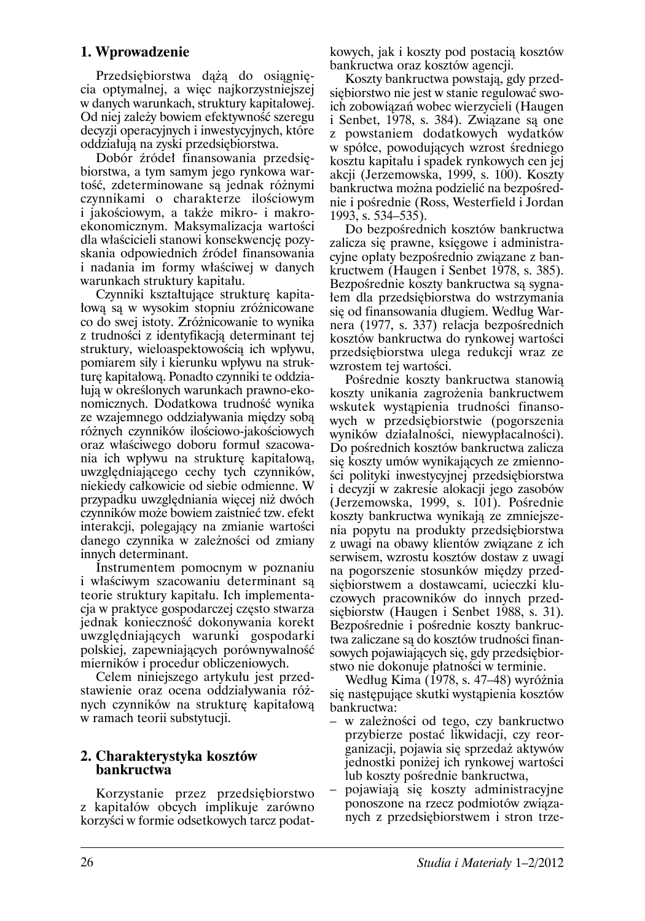## 1. Wprowadzenie

Przedsiębiorstwa dążą do osiągnięcia optymalnej, a więc najkorzystniejszej w danych warunkach, struktury kapitałowej. Od niej zależy bowiem efektywność szeregu decyzji operacyjnych i inwestycyjnych, które oddziałują na zyski przedsiębiorstwa.

Dobór źródeł finansowania przedsiębiorstwa, a tym samym jego rynkowa wartość, zdeterminowane są jednak różnymi czynnikami o charakterze ilościowym i jakościowym, a także mikro- i makroekonomicznym. Maksymalizacja wartości dla właścicieli stanowi konsekwencję pozyskania odpowiednich źródeł finansowania i nadania im formy właściwej w danych warunkach struktury kapitału.

Czynniki kształtujące strukturę kapitałową są w wysokim stopniu zróżnicowane co do swej istoty. Zróżnicowanie to wynika z trudności z identyfikacją determinant tej struktury, wieloaspektowością ich wpływu, pomiarem siły i kierunku wpływu na strukturę kapitałową. Ponadto czynniki te oddziałują w określonych warunkach prawno-ekonomicznych. Dodatkowa trudność wynika ze wzajemnego oddziaływania między sobą różnych czynników ilościowo-jakościowych oraz właściwego doboru formuł szacowania ich wpływu na strukturę kapitałową, uwzględniającego cechy tych czynników, niekiedy całkowicie od siebie odmienne. W przypadku uwzględniania więcej niż dwóch czynników może bowiem zaistnieć tzw. efekt interakcji, polegający na zmianie wartości danego czynnika w zależności od zmiany innych determinant.

Instrumentem pomocnym w poznaniu i właściwym szacowaniu determinant są teorie struktury kapitału. Ich implementacja w praktyce gospodarczej często stwarza jednak konieczność dokonywania korekt uwzględniających warunki gospodarki polskiej, zapewniających porównywalność mierników i procedur obliczeniowych.

Celem niniejszego artykułu jest przedstawienie oraz ocena oddziaływania różnych czynników na strukturę kapitałową w ramach teorii substytucji.

## 2. Charakterystyka kosztów bankructwa

Korzystanie przez przedsiębiorstwo z kapitałów obcych implikuje zarówno korzyści w formie odsetkowych tarcz podatkowych, jak i koszty pod postacią kosztów bankructwa oraz kosztów agencji.

Koszty bankructwa powstają, gdy przedsiębiorstwo nie jest w stanie regulować swoich zobowiązań wobec wierzycieli (Haugen i Senbet, 1978, s. 384). Związane są one z powstaniem dodatkowych wydatków w spółce, powodujących wzrost średniego kosztu kapitału i spadek rynkowych cen jej akcji (Jerzemowska, 1999, s. 100). Koszty bankructwa można podzielić na bezpośrednie i pośrednie (Ross, Westerfield i Jordan 1993, s. 534–535).

Do bezpośrednich kosztów bankructwa zalicza się prawne, księgowe i administracyjne opłaty bezpośrednio związane z bankructwem (Haugen i Senbet 1978, s. 385). Bezpośrednie koszty bankructwa są sygnałem dla przedsiębiorstwa do wstrzymania się od finansowania długiem. Według Warnera (1977, s. 337) relacja bezpośrednich kosztów bankructwa do rynkowej wartości przedsiębiorstwa ulega redukcji wraz ze wzrostem tej wartości.

Pośrednie koszty bankructwa stanowią koszty unikania zagrożenia bankructwem wskutek wystąpienia trudności finansowych w przedsiębiorstwie (pogorszenia wyników działalności, niewypłacalności). Do pośrednich kosztów bankructwa zalicza się koszty umów wynikających ze zmienności polityki inwestycyjnej przedsiębiorstwa i decyzji w zakresie alokacji jego zasobów (Jerzemowska, 1999, s. 101). Pośrednie koszty bankructwa wynikają ze zmniejszenia popytu na produkty przedsiębiorstwa z uwagi na obawy klientów związane z ich serwisem, wzrostu kosztów dostaw z uwagi na pogorszenie stosunków między przedsiębiorstwem a dostawcami, ucieczki kluczowych pracowników do innych przedsiębiorstw (Haugen i Senbet 1988, s. 31). Bezpośrednie i pośrednie koszty bankructwa zaliczane są do kosztów trudności finansowych pojawiających się, gdy przedsiębiorstwo nie dokonuje płatności w terminie.

Według Kima (1978, s. 47–48) wyróżnia się następujące skutki wystąpienia kosztów bankructwa:

- w zależności od tego, czy bankructwo przybierze postać likwidacji, czy reorganizacji, pojawia się sprzedaż aktywów jednostki poniżej ich rynkowej wartości lub koszty pośrednie bankructwa,
- pojawiają się koszty administracyjne ponoszone na rzecz podmiotów związanych z przedsiębiorstwem i stron trze-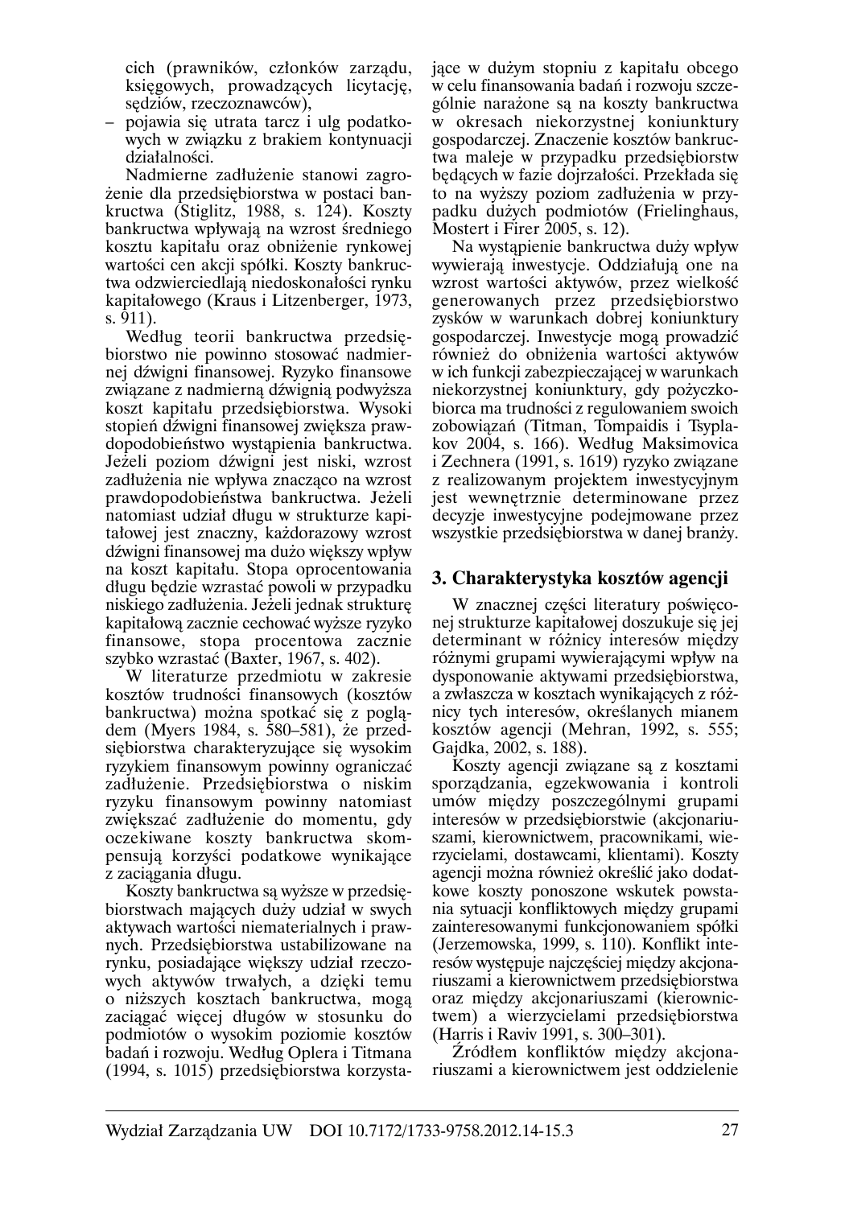cich (prawników, członków zarządu, księgowych, prowadzących licytację, sędziów, rzeczoznawców),

- pojawia się utrata tarcz i ulg podatkowych w związku z brakiem kontynuacji działalności.

Nadmierne zadłużenie stanowi zagrożenie dla przedsiębiorstwa w postaci bankructwa (Stiglitz, 1988, s. 124). Koszty bankructwa wpływają na wzrost średniego kosztu kapitału oraz obniżenie rynkowej wartości cen akcji spółki. Koszty bankructwa odzwierciedlają niedoskonałości rynku kapitałowego (Kraus i Litzenberger, 1973, s. 911).

Według teorii bankructwa przedsiębiorstwo nie powinno stosować nadmiernej dźwigni finansowej. Ryzyko finansowe związane z nadmierną dźwignią podwyższa koszt kapitału przedsiębiorstwa. Wysoki stopień dźwigni finansowej zwiększa prawdopodobieństwo wystąpienia bankructwa. Jeżeli poziom dźwigni jest niski, wzrost zadłużenia nie wpływa znacząco na wzrost prawdopodobieństwa bankructwa. Jeżeli natomiast udział długu w strukturze kapitałowej jest znaczny, każdorazowy wzrost dźwigni finansowej ma dużo większy wpływ na koszt kapitału. Stopa oprocentowania długu będzie wzrastać powoli w przypadku niskiego zadłużenia. Jeżeli jednak strukturę kapitałową zacznie cechować wyższe ryzyko finansowe, stopa procentowa zacznie szybko wzrastać (Baxter, 1967, s. 402).

W literaturze przedmiotu w zakresie kosztów trudności finansowych (kosztów bankructwa) można spotkać się z poglądem (Myers 1984, s. 580–581), że przedsiębiorstwa charakteryzujące się wysokim ryzykiem finansowym powinny ograniczać zadłużenie. Przedsiębiorstwa o niskim ryzyku finansowym powinny natomiast zwiększać zadłużenie do momentu, gdy oczekiwane koszty bankructwa skompensują korzyści podatkowe wynikające z zaciągania długu.

Koszty bankructwa są wyższe w przedsiębiorstwach mających duży udział w swych aktywach wartości niematerialnych i prawnych. Przedsiębiorstwa ustabilizowane na rynku, posiadające większy udział rzeczowych aktywów trwałych, a dzięki temu o niższych kosztach bankructwa, mogą zaciągać więcej długów w stosunku do podmiotów o wysokim poziomie kosztów badań i rozwoju. Według Oplera i Titmana (1994, s. 1015) przedsiębiorstwa korzystające w dużym stopniu z kapitału obcego w celu finansowania badań i rozwoju szczególnie narażone są na koszty bankructwa w okresach niekorzystnej koniunktury gospodarczej. Znaczenie kosztów bankructwa maleje w przypadku przedsiębiorstw będących w fazie dojrzałości. Przekłada się to na wyższy poziom zadłużenia w przypadku dużych podmiotów (Frielinghaus, Mostert i Firer 2005, s. 12).

Na wystąpienie bankructwa duży wpływ wywierają inwestycje. Oddziałują one na wzrost wartości aktywów, przez wielkość generowanych przez przedsiębiorstwo zysków w warunkach dobrej koniunktury gospodarczej. Inwestycje mogą prowadzić również do obniżenia wartości aktywów w ich funkcji zabezpieczającej w warunkach niekorzystnej koniunktury, gdy pożyczkobiorca ma trudności z regulowaniem swoich zobowiązań (Titman, Tompaidis i Tsyplakov 2004, s. 166). Według Maksimovica i Zechnera (1991, s. 1619) ryzyko związane z realizowanym projektem inwestycyjnym jest wewnętrznie determinowane przez decyzje inwestycyjne podejmowane przez wszystkie przedsiębiorstwa w danej branży.

## 3. Charakterystyka kosztów agencji

W znacznej części literatury poświęconej strukturze kapitałowej doszukuje się jej determinant w różnicy interesów między różnymi grupami wywierającymi wpływ na dysponowanie aktywami przedsiębiorstwa, a zwłaszcza w kosztach wynikających z różnicy tych interesów, określanych mianem kosztów agencji (Mehran, 1992, s. 555; Gajdka, 2002, s. 188).

Koszty agencji związane są z kosztami sporządzania, egzekwowania i kontroli umów między poszczególnymi grupami interesów w przedsiębiorstwie (akcjonariuszami, kierownictwem, pracownikami, wierzycielami, dostawcami, klientami). Koszty agencji można również określić jako dodatkowe koszty ponoszone wskutek powstania sytuacji konfliktowych między grupami zainteresowanymi funkcjonowaniem spółki (Jerzemowska, 1999, s. 110). Konflikt interesów występuje najczęściej między akcjonariuszami a kierownictwem przedsiębiorstwa oraz między akcjonariuszami (kierownictwem) a wierzycielami przedsiębiorstwa (Harris i Raviv 1991, s. 300–301).

Źródłem konfliktów między akcjonariuszami a kierownictwem jest oddzielenie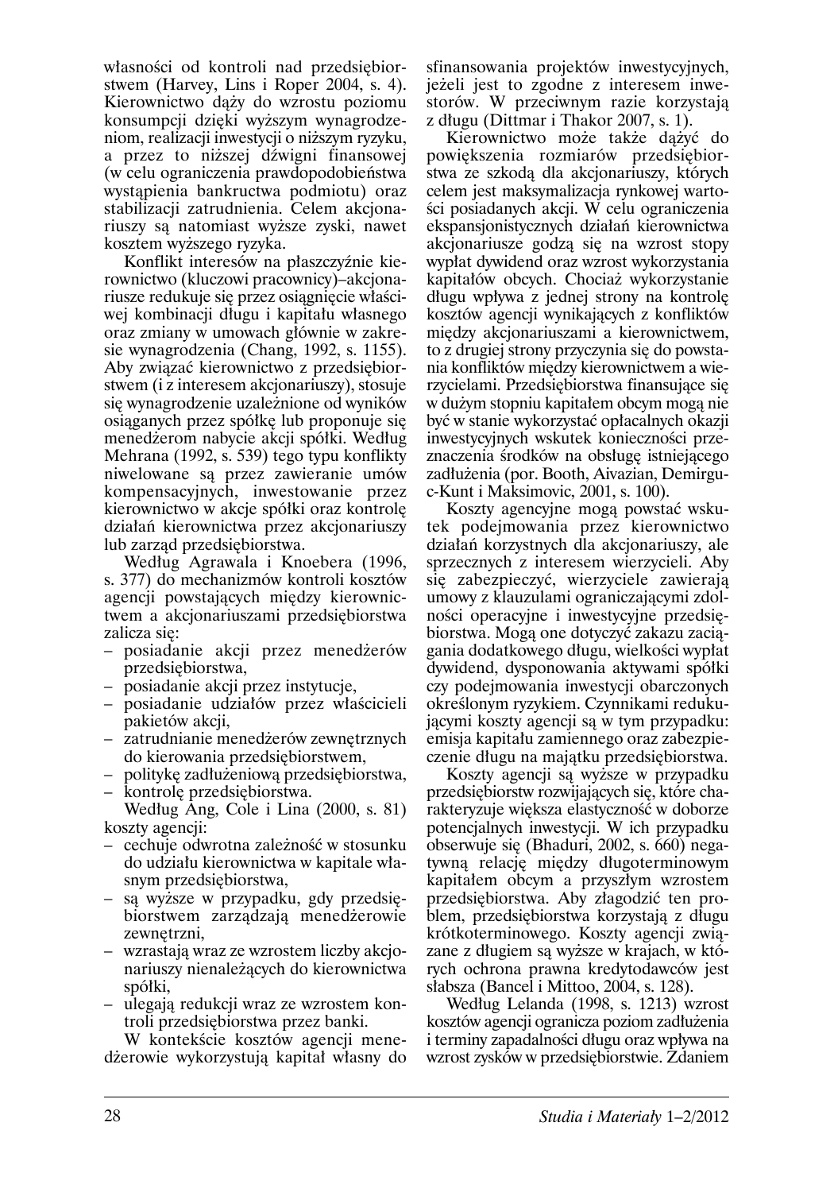własności od kontroli nad przedsiębiorstwem (Harvey, Lins i Roper 2004, s. 4). Kierownictwo dąży do wzrostu poziomu konsumpcji dzięki wyższym wynagrodzeniom, realizacji inwestycji o niższym ryzyku, a przez to niższej dźwigni finansowej (w celu ograniczenia prawdopodobieństwa wystąpienia bankructwa podmiotu) oraz stabilizacji zatrudnienia. Celem akcjonariuszy są natomiast wyższe zyski, nawet kosztem wyższego ryzyka.

Konflikt interesów na płaszczyźnie kierownictwo (kluczowi pracownicy)–akcjonariusze redukuje się przez osiągnięcie właściwej kombinacji długu i kapitału własnego oraz zmiany w umowach głównie w zakresie wynagrodzenia (Chang, 1992, s. 1155). Aby związać kierownictwo z przedsiębiorstwem (i z interesem akcjonariuszy), stosuje się wynagrodzenie uzależnione od wyników osiąganych przez spółkę lub proponuje się menedżerom nabycie akcji spółki. Według Mehrana (1992, s. 539) tego typu konflikty niwelowane są przez zawieranie umów kompensacyjnych, inwestowanie przez kierownictwo w akcje spółki oraz kontrolę działań kierownictwa przez akcjonariuszy lub zarząd przedsiębiorstwa.

Według Agrawala i Knoebera (1996, s. 377) do mechanizmów kontroli kosztów agencji powstających między kierownictwem a akcjonariuszami przedsiębiorstwa zalicza się:

- posiadanie akcji przez menedżerów przedsiębiorstwa,
- posiadanie akcji przez instytucje,
- posiadanie udziałów przez właścicieli pakietów akcji,
- zatrudnianie menedżerów zewnętrznych do kierowania przedsiębiorstwem,
- politykę zadłużeniową przedsiębiorstwa,
- kontrolę przedsiębiorstwa.

Według Ang, Cole i Lina (2000, s. 81) koszty agencji:

- cechuje odwrotna zależność w stosunku do udziału kierownictwa w kapitale własnym przedsiębiorstwa,
- są wyższe w przypadku, gdy przedsiębiorstwem zarządzają menedżerowie zewnętrzni,
- wzrastają wraz ze wzrostem liczby akcjonariuszy nienależących do kierownictwa spółki,
- ulegają redukcji wraz ze wzrostem kontroli przedsiębiorstwa przez banki.

W kontekście kosztów agencji menedżerowie wykorzystują kapitał własny do sfinansowania projektów inwestycyjnych, jeżeli jest to zgodne z interesem inwestorów. W przeciwnym razie korzystają z długu (Dittmar i Thakor 2007, s. 1).

Kierownictwo może także dążyć do powiększenia rozmiarów przedsiębiorstwa ze szkodą dla akcjonariuszy, których celem jest maksymalizacja rynkowej wartości posiadanych akcji. W celu ograniczenia ekspansjonistycznych działań kierownictwa akcjonariusze godzą się na wzrost stopy wypłat dywidend oraz wzrost wykorzystania kapitałów obcych. Chociaż wykorzystanie długu wpływa z jednej strony na kontrolę kosztów agencji wynikających z konfliktów między akcjonariuszami a kierownictwem, to z drugiej strony przyczynia się do powstania konfliktów między kierownictwem a wierzycielami. Przedsiębiorstwa finansujące się w dużym stopniu kapitałem obcym mogą nie być w stanie wykorzystać opłacalnych okazji inwestycyjnych wskutek konieczności przeznaczenia środków na obsługę istniejącego zadłużenia (por. Booth, Aivazian, Demirguc-Kunt i Maksimovic, 2001, s. 100).

Koszty agencyjne mogą powstać wskutek podejmowania przez kierownictwo działań korzystnych dla akcjonariuszy, ale sprzecznych z interesem wierzycieli. Aby się zabezpieczyć, wierzyciele zawierają umowy z klauzulami ograniczającymi zdolności operacyjne i inwestycyjne przedsiębiorstwa. Mogą one dotyczyć zakazu zaciągania dodatkowego długu, wielkości wypłat dywidend, dysponowania aktywami spółki czy podejmowania inwestycji obarczonych określonym ryzykiem. Czynnikami redukującymi koszty agencji są w tym przypadku: emisja kapitału zamiennego oraz zabezpieczenie długu na majątku przedsiębiorstwa.

Koszty agencji są wyższe w przypadku przedsiębiorstw rozwijających się, które charakteryzuje większa elastyczność w doborze potencjalnych inwestycji. W ich przypadku obserwuje się (Bhaduri, 2002, s. 660) negatywną relację między długoterminowym kapitałem obcym a przyszłym wzrostem przedsiębiorstwa. Aby złagodzić ten problem, przedsiębiorstwa korzystają z długu krótkoterminowego. Koszty agencji związane z długiem są wyższe w krajach, w których ochrona prawna kredytodawców jest słabsza (Bancel i Mittoo, 2004, s. 128).

Według Lelanda (1998, s. 1213) wzrost kosztów agencji ogranicza poziom zadłużenia i terminy zapadalności długu oraz wpływa na wzrost zysków w przedsiębiorstwie. Zdaniem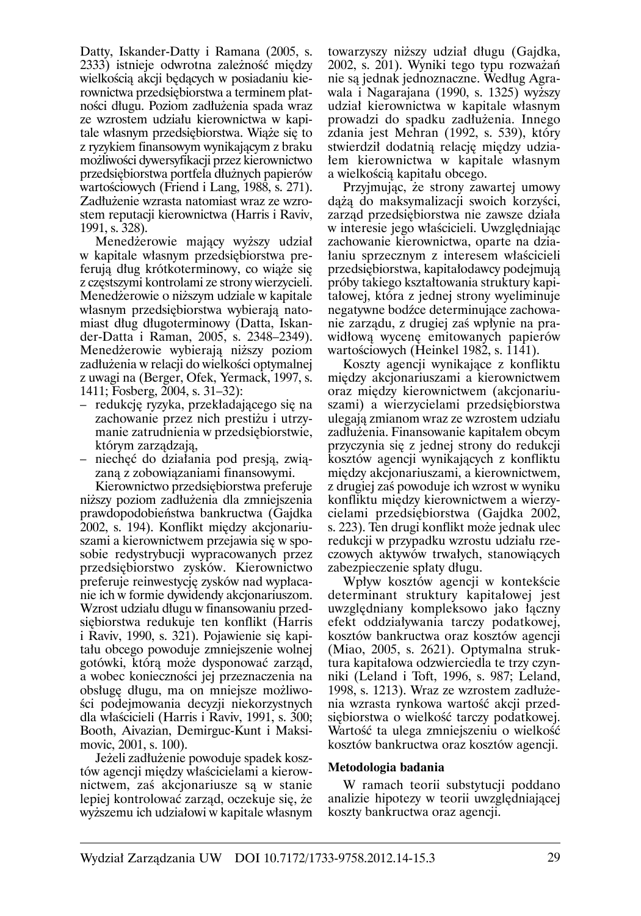Datty, Iskander-Datty i Ramana (2005, s. 2333) istnieje odwrotna zależność między wielkością akcji będących w posiadaniu kierownictwa przedsiębiorstwa a terminem płatności długu. Poziom zadłużenia spada wraz ze wzrostem udziału kierownictwa w kapitale własnym przedsiębiorstwa. Wiąże się to z ryzykiem finansowym wynikającym z braku możliwości dywersyfikacji przez kierownictwo przedsiębiorstwa portfela dłużnych papierów wartościowych (Friend i Lang, 1988, s. 271). Zadłużenie wzrasta natomiast wraz ze wzrostem reputacji kierownictwa (Harris i Raviv, 1991, s. 328).

Menedżerowie mający wyższy udział w kapitale własnym przedsiębiorstwa preferują dług krótkoterminowy, co wiąże się z częstszymi kontrolami ze strony wierzycieli. Menedżerowie o niższym udziale w kapitale własnym przedsiębiorstwa wybierają natomiast dług długoterminowy (Datta, Iskander-Datta i Raman, 2005, s. 2348–2349). Menedżerowie wybierają niższy poziom zadłużenia w relacji do wielkości optymalnej z uwagi na (Berger, Ofek, Yermack, 1997, s. 1411; Fosberg, 2004, s. 31–32):

- redukcję ryzyka, przekładającego się na zachowanie przez nich prestiżu i utrzymanie zatrudnienia w przedsiębiorstwie, którym zarządzają,
- niechęć do działania pod presją, związaną z zobowiązaniami finansowymi.

Kierownictwo przedsiębiorstwa preferuje niższy poziom zadłużenia dla zmniejszenia prawdopodobieństwa bankructwa (Gajdka 2002, s. 194). Konflikt między akcjonariuszami a kierownictwem przejawia się w sposobie redystrybucji wypracowanych przez przedsiębiorstwo zysków. Kierownictwo preferuje reinwestycję zysków nad wypłacanie ich w formie dywidendy akcjonariuszom. Wzrost udziału długu w finansowaniu przedsiębiorstwa redukuje ten konflikt (Harris i Raviv, 1990, s. 321). Pojawienie się kapitału obcego powoduje zmniejszenie wolnej gotówki, którą może dysponować zarząd, a wobec konieczności jej przeznaczenia na obsługę długu, ma on mniejsze możliwości podejmowania decyzji niekorzystnych dla właścicieli (Harris i Raviv, 1991, s. 300; Booth, Aivazian, Demirguc-Kunt i Maksimovic, 2001, s. 100).

Jeżeli zadłużenie powoduje spadek kosztów agencji między właścicielami a kierownictwem, zaś akcjonariusze są w stanie lepiej kontrolować zarząd, oczekuje się, że wyższemu ich udziałowi w kapitale własnym towarzyszy niższy udział długu (Gajdka, 2002, s. 201). Wyniki tego typu rozważań nie są jednak jednoznaczne. Według Agrawala i Nagarajana (1990, s. 1325) wyższy udział kierownictwa w kapitale własnym prowadzi do spadku zadłużenia. Innego zdania jest Mehran (1992, s. 539), który stwierdził dodatnią relację między udziałem kierownictwa w kapitale własnym a wielkością kapitału obcego.

Przyjmując, że strony zawartej umowy dążą do maksymalizacji swoich korzyści, zarząd przedsiębiorstwa nie zawsze działa w interesie jego właścicieli. Uwzględniając zachowanie kierownictwa, oparte na działaniu sprzecznym z interesem właścicieli przedsiębiorstwa, kapitałodawcy podejmują próby takiego kształtowania struktury kapitałowej, która z jednej strony wyeliminuje negatywne bodźce determinujące zachowanie zarządu, z drugiej zaś wpłynie na prawidłową wycenę emitowanych papierów wartościowych (Heinkel 1982, s. 1141).

Koszty agencji wynikające z konfliktu między akcjonariuszami a kierownictwem oraz między kierownictwem (akcjonariuszami) a wierzycielami przedsiębiorstwa ulegają zmianom wraz ze wzrostem udziału zadłużenia. Finansowanie kapitałem obcym przyczynia się z jednej strony do redukcji kosztów agencji wynikających z konfliktu między akcjonariuszami, a kierownictwem, z drugiej zaś powoduje ich wzrost w wyniku konfliktu między kierownictwem a wierzycielami przedsiębiorstwa (Gajdka 2002, s. 223). Ten drugi konflikt może jednak ulec redukcji w przypadku wzrostu udziału rzeczowych aktywów trwałych, stanowiących zabezpieczenie spłaty długu.

Wpływ kosztów agencji w kontekście determinant struktury kapitałowej jest uwzględniany kompleksowo jako łączny efekt oddziaływania tarczy podatkowej, kosztów bankructwa oraz kosztów agencji (Miao, 2005, s. 2621). Optymalna struktura kapitałowa odzwierciedla te trzy czynniki (Leland i Toft, 1996, s. 987; Leland, 1998, s. 1213). Wraz ze wzrostem zadłużenia wzrasta rynkowa wartość akcji przedsiębiorstwa o wielkość tarczy podatkowej. Wartość ta ulega zmniejszeniu o wielkość kosztów bankructwa oraz kosztów agencji.

### Metodologia badania

W ramach teorii substytucji poddano analizie hipotezy w teorii uwzględniającej koszty bankructwa oraz agencji.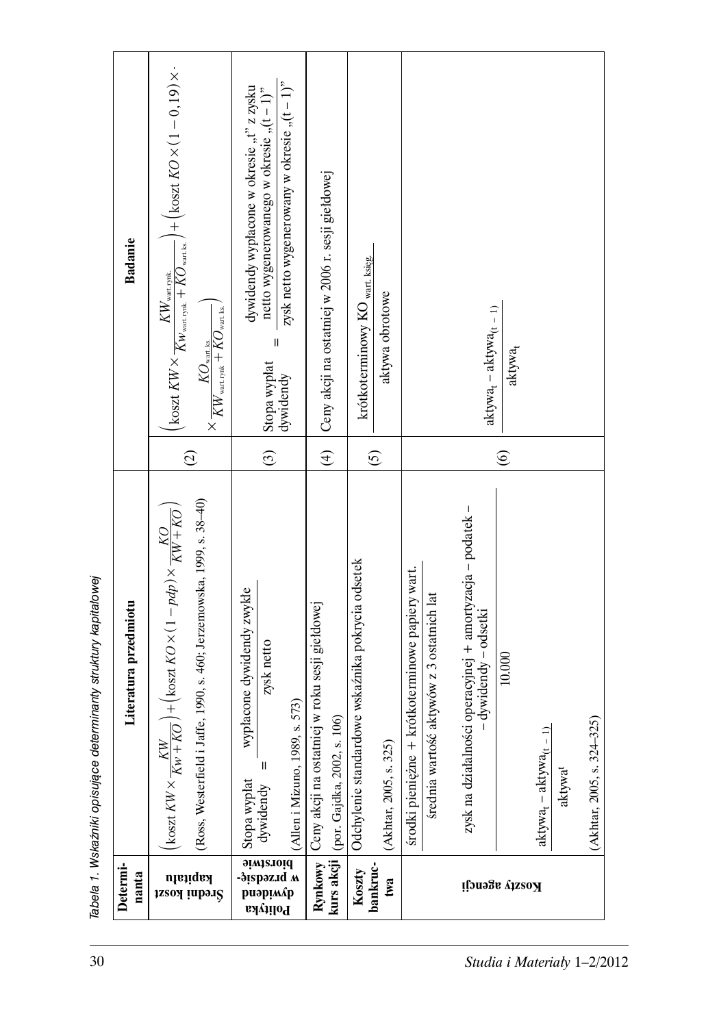*Tabela 1. Wskaźniki opisujące determinanty struktury kapitałowej*

| Determinanta | Literatura przedmiotu | | Badanie |
|---|---|---|---|
| Średni koszt kapitału | $\left(\text{koszt } KW \times \frac{KW}{Kw + KO}\right) + \left(\text{koszt } KO \times (1 - pdp) \times \frac{KO}{KW + KO}\right)$ (Ross, Westerfield i Jaffe, 1990, s. 460; Jerzemowska, 1999, s. 38–40) | (2) | $\left(\text{koszt } KW \times \frac{KW_{\text{wart. rynk.}}}{Kw_{\text{wart. rynk.}} + KO_{\text{wart. ks.}}}\right) + \left(\text{koszt } KO \times (1 - 0{,}19) \times \frac{KO_{\text{wart. ks.}}}{KW_{\text{wart. rynk}} + KO_{\text{wart. ks.}}}\right)$ |
| Polityka dywidend w przedsiębiorstwie | $\text{Stopa wypłat dywidendy} = \frac{\text{wypłacone dywidendy zwykłe}}{\text{zysk netto}}$ (Allen i Mizuno, 1989, s. 573) | (3) | $\text{Stopa wypłat dywidendy} = \frac{\text{dywidendy wypłacone w okresie „t" z zysku netto wygenerowanego w okresie „(t – 1)"}}{\text{zysk netto wygenerowany w okresie „(t – 1)"}}$ |
| Rynkowy kurs akcji | Ceny akcji na ostatniej w roku sesji giełdowej (por. Gajdka, 2002, s. 106) | (4) | Ceny akcji na ostatniej w 2006 r. sesji giełdowej |
| Koszty bankructwa | Odchylenie standardowe wskaźnika pokrycia odsetek (Akhtar, 2005, s. 325) | (5) | $\frac{\text{krótkoterminowy } KO_{\text{wart. księg.}}}{\text{aktywa obrotowe}}$ |
| Koszty agencji | $\frac{\text{środki pieniężne + krótkoterminowe papiery wart.}}{\text{średnia wartość aktywów z 3 ostatnich lat}}$ <br> $\frac{\text{zysk na działalności operacyjnej + amortyzacja – podatek – dywidendy – odsetki}}{10.000}$ <br> $\frac{\text{aktywa}_t - \text{aktywa}_{(t-1)}}{\text{aktywa}^t}$ (Akhtar, 2005, s. 324–325) | (6) | $\frac{\text{aktywa}_t - \text{aktywa}_{(t-1)}}{\text{aktywa}_t}$ |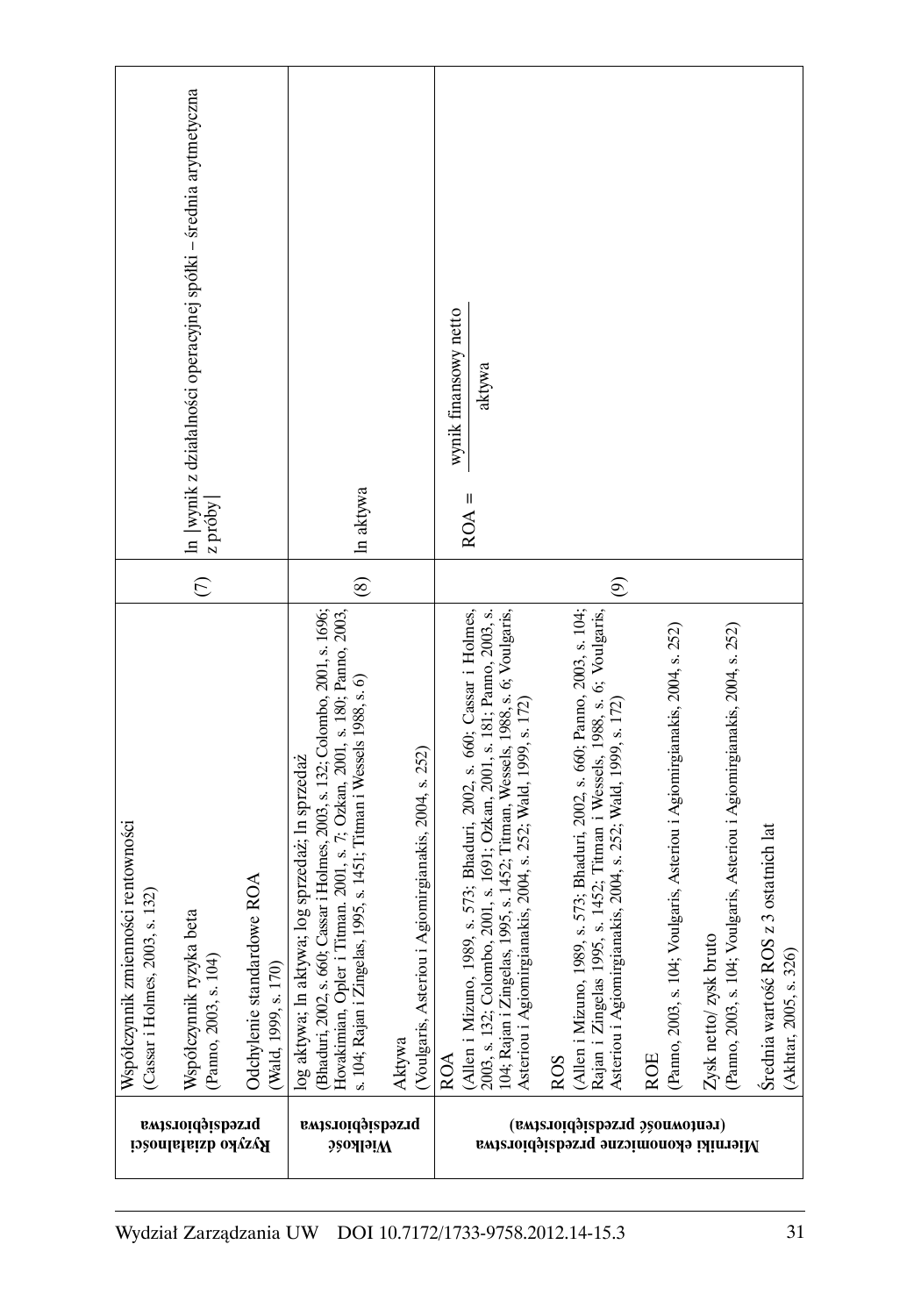| | | | |
|---|---|---|---|
| **Ryzyko działalności przedsiębiorstwa** | Współczynnik zmienności rentowności (Cassar i Holmes, 2003, s. 132)<br><br>Współczynnik ryzyka beta (Panno, 2003, s. 104)<br><br>Odchylenie standardowe ROA (Wald, 1999, s. 170) | (7) | ln \|wynik z działalności operacyjnej spółki – średnia arytmetyczna z próby\| |
| **Wielkość przedsiębiorstwa** | log aktywa; ln aktywa; log sprzedaż; ln sprzedaż (Bhaduri, 2002, s. 660; Cassar i Holmes, 2003, s. 132; Colombo, 2001, s. 1696; Hovakimian, Opler i Titman, 2001, s. 7; Ozkan, 2001, s. 180; Panno, 2003, s. 104; Rajan i Zingelas, 1995, s. 1451; Titman i Wessels 1988, s. 6)<br><br>Aktywa (Voulgaris, Asteriou i Agiomirgianakis, 2004, s. 252) | (8) | ln aktywa |
| **Mierniki ekonomiczne przedsiębiorstwa (rentowność przedsiębiorstwa)** | ROA (Allen i Mizuno, 1989, s. 573; Bhaduri, 2002, s. 660; Cassar i Holmes, 2003, s. 132; Colombo, 2001, s. 1691; Ozkan, 2001, s. 181; Panno, 2003, s. 104; Rajan i Zingelas, 1995, s. 1452; Titman, Wessels, 1988, s. 6; Voulgaris, Asteriou i Agiomirgianakis, 2004, s. 252; Wald, 1999, s. 172)<br><br>ROS (Allen i Mizuno 1989, s. 573; Bhaduri, 2002, s. 660; Panno, 2003, s. 104; Rajan i Zingelas 1995, s. 1452; Titman i Wessels, 1988, s. 6; Voulgaris, Asteriou i Agiomirgianakis, 2004, s. 252; Wald, 1999, s. 172)<br><br>ROE (Panno, 2003, s. 104; Voulgaris, Asteriou i Agiomirgianakis, 2004, s. 252)<br><br>Zysk netto/ zysk brutto (Panno, 2003, s. 104; Voulgaris, Asteriou i Agiomirgianakis, 2004, s. 252)<br><br>Średnia wartość ROS z 3 ostatnich lat (Akhtar, 2005, s. 326) | (9) | $ROA = \frac{\text{wynik finansowy netto}}{\text{aktywa}}$ |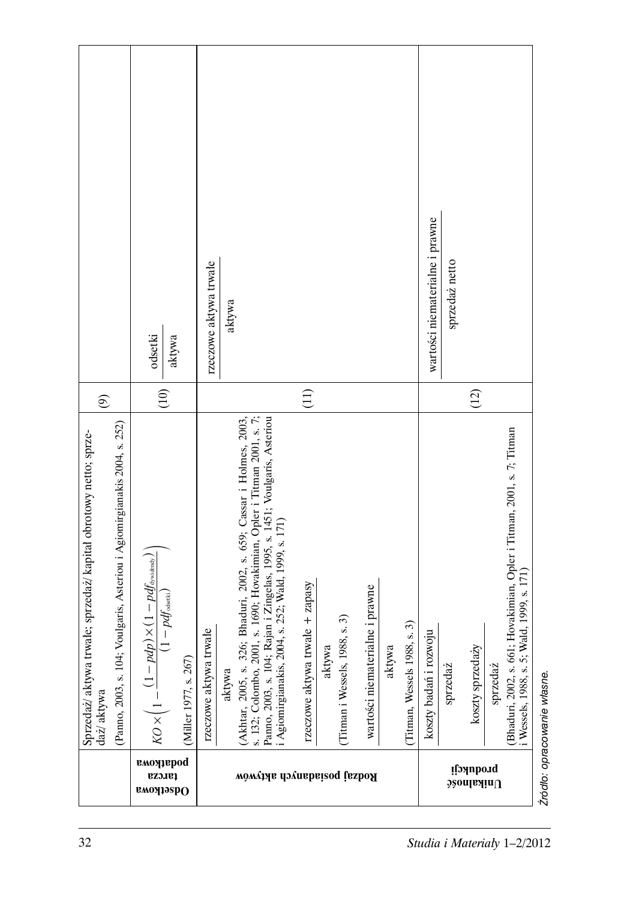| | | | |
|---|---|---|---|
| | Sprzedaż/ aktywa trwałe; sprzedaż/ kapitał obrotowy netto; sprzedaż/ aktywa (Panno, 2003, s. 104; Voulgaris, Asteriou i Agiomirgianakis 2004, s. 252) | (9) | |
| Odsetkowa tarcza podatkowa | $KO \times \left(1 - \frac{(1 - pdp) \times (1 - pdf_{dywidendy})}{(1 - pdf_{odsetki})}\right)$ (Miller 1977, s. 267) | (10) | $\frac{\text{odsetki}}{\text{aktywa}}$ |
| Rodzaj posiadanych aktywów | $\frac{\text{rzeczowe aktywa trwałe}}{\text{aktywa}}$ (Akhtar, 2005, s. 326; Bhaduri, 2002, s. 659; Cassar i Holmes, 2003, s. 132; Colombo, 2001, s. 1690; Hovakimian, Opler i Titman 2001, s. 7; Panno, 2003, s. 104; Rajan i Zingelas, 1995, s. 1451; Voulgaris, Asteriou i Agiomirgianakis, 2004, s. 252; Wald, 1999, s. 171) $\frac{\text{rzeczowe aktywa trwałe + zapasy}}{\text{aktywa}}$ (Titman i Wessels, 1988, s. 3) $\frac{\text{wartości niematerialne i prawne}}{\text{aktywa}}$ (Titman, Wessels 1988, s. 3) | (11) | $\frac{\text{rzeczowe aktywa trwałe}}{\text{aktywa}}$ |
| Unikalność produkcji | $\frac{\text{koszty badań i rozwoju}}{\text{sprzedaż}}$ $\frac{\text{koszty sprzedaży}}{\text{sprzedaż}}$ (Bhaduri, 2002, s. 661; Hovakimian, Opler i Titman, 2001, s. 7; Titman i Wessels, 1988, s. 5; Wald, 1999, s. 171) | (12) | $\frac{\text{wartości niematerialne i prawne}}{\text{sprzedaż netto}}$ |

*Źródło: opracowanie własne.*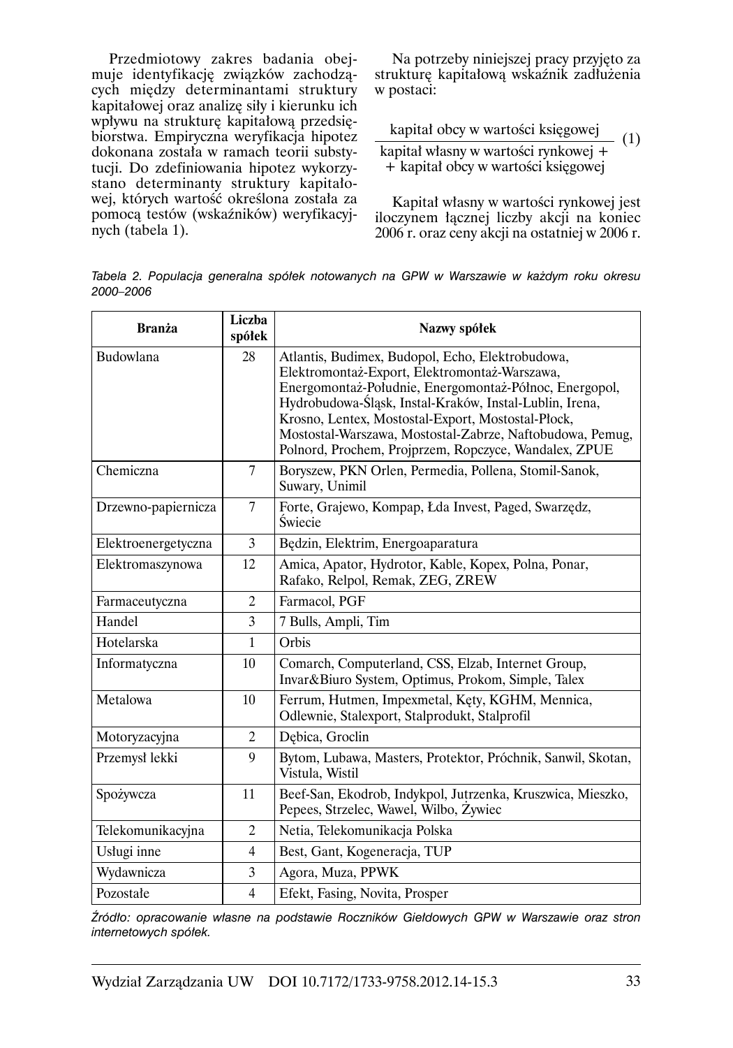Przedmiotowy zakres badania obejmuje identyfikację związków zachodzących między determinantami struktury kapitałowej oraz analizę siły i kierunku ich wpływu na strukturę kapitałową przedsiębiorstwa. Empiryczna weryfikacja hipotez dokonana została w ramach teorii substytucji. Do zdefiniowania hipotez wykorzystano determinanty struktury kapitałowej, których wartość określona została za pomocą testów (wskaźników) weryfikacyjnych (tabela 1).

Na potrzeby niniejszej pracy przyjęto za strukturę kapitałową wskaźnik zadłużenia w postaci:

$$\frac{\text{kapitał obcy w wartości księgowej}}{\text{kapitał własny w wartości rynkowej} + \text{kapitał obcy w wartości księgowej}} \quad (1)$$

Kapitał własny w wartości rynkowej jest iloczynem łącznej liczby akcji na koniec 2006 r. oraz ceny akcji na ostatniej w 2006 r.

*Tabela 2. Populacja generalna spółek notowanych na GPW w Warszawie w każdym roku okresu 2000–2006*

| Branża | Liczba spółek | Nazwy spółek |
|---|---|---|
| Budowlana | 28 | Atlantis, Budimex, Budopol, Echo, Elektrobudowa, Elektromontaż-Export, Elektromontaż-Warszawa, Energomontaż-Południe, Energomontaż-Północ, Energopol, Hydrobudowa-Śląsk, Instal-Kraków, Instal-Lublin, Irena, Krosno, Lentex, Mostostal-Export, Mostostal-Płock, Mostostal-Warszawa, Mostostal-Zabrze, Naftobudowa, Pemug, Polnord, Prochem, Projprzem, Ropczyce, Wandalex, ZPUE |
| Chemiczna | 7 | Boryszew, PKN Orlen, Permedia, Pollena, Stomil-Sanok, Suwary, Unimil |
| Drzewno-papiernicza | 7 | Forte, Grajewo, Kompap, Łda Invest, Paged, Swarzędz, Świecie |
| Elektroenergetyczna | 3 | Będzin, Elektrim, Energoaparatura |
| Elektromaszynowa | 12 | Amica, Apator, Hydrotor, Kable, Kopex, Polna, Ponar, Rafako, Relpol, Remak, ZEG, ZREW |
| Farmaceutyczna | 2 | Farmacol, PGF |
| Handel | 3 | 7 Bulls, Ampli, Tim |
| Hotelarska | 1 | Orbis |
| Informatyczna | 10 | Comarch, Computerland, CSS, Elzab, Internet Group, Invar&Biuro System, Optimus, Prokom, Simple, Talex |
| Metalowa | 10 | Ferrum, Hutmen, Impexmetal, Kęty, KGHM, Mennica, Odlewnie, Stalexport, Stalprodukt, Stalprofil |
| Motoryzacyjna | 2 | Dębica, Groclin |
| Przemysł lekki | 9 | Bytom, Lubawa, Masters, Protektor, Próchnik, Sanwil, Skotan, Vistula, Wistil |
| Spożywcza | 11 | Beef-San, Ekodrob, Indykpol, Jutrzenka, Kruszwica, Mieszko, Pepees, Strzelec, Wawel, Wilbo, Żywiec |
| Telekomunikacyjna | 2 | Netia, Telekomunikacja Polska |
| Usługi inne | 4 | Best, Gant, Kogeneracja, TUP |
| Wydawnicza | 3 | Agora, Muza, PPWK |
| Pozostałe | 4 | Efekt, Fasing, Novita, Prosper |

*Źródło: opracowanie własne na podstawie Roczników Giełdowych GPW w Warszawie oraz stron internetowych spółek.*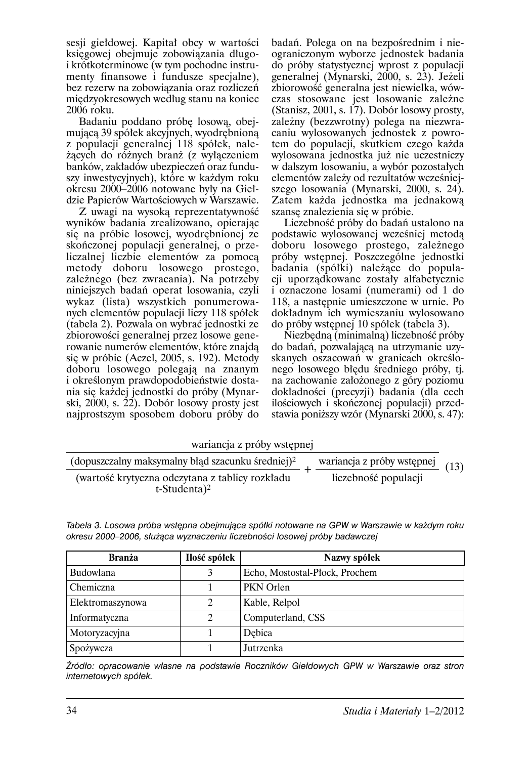sesji giełdowej. Kapitał obcy w wartości księgowej obejmuje zobowiązania długo- i krótkoterminowe (w tym pochodne instrumenty finansowe i fundusze specjalne), bez rezerw na zobowiązania oraz rozliczeń międzyokresowych według stanu na koniec 2006 roku.

Badaniu poddano próbę losową, obejmującą 39 spółek akcyjnych, wyodrębnioną z populacji generalnej 118 spółek, należących do różnych branż (z wyłączeniem banków, zakładów ubezpieczeń oraz funduszy inwestycyjnych), które w każdym roku okresu 2000–2006 notowane były na Giełdzie Papierów Wartościowych w Warszawie.

Z uwagi na wysoką reprezentatywność wyników badania zrealizowano, opierając się na próbie losowej, wyodrębnionej ze skończonej populacji generalnej, o przeliczalnej liczbie elementów za pomocą metody doboru losowego prostego, zależnego (bez zwracania). Na potrzeby niniejszych badań operat losowania, czyli wykaz (lista) wszystkich ponumerowanych elementów populacji liczy 118 spółek (tabela 2). Pozwala on wybrać jednostki ze zbiorowości generalnej przez losowe generowanie numerów elementów, które znajdą się w próbie (Aczel, 2005, s. 192). Metody doboru losowego polegają na znanym i określonym prawdopodobieństwie dostania się każdej jednostki do próby (Mynarski, 2000, s. 22). Dobór losowy prosty jest najprostszym sposobem doboru próby do badań. Polega on na bezpośrednim i nieograniczonym wyborze jednostek badania do próby statystycznej wprost z populacji generalnej (Mynarski, 2000, s. 23). Jeżeli zbiorowość generalna jest niewielka, wówczas stosowane jest losowanie zależne (Stanisz, 2001, s. 17). Dobór losowy prosty, zależny (bezzwrotny) polega na niezwracaniu wylosowanych jednostek z powrotem do populacji, skutkiem czego każda wylosowana jednostka już nie uczestniczy w dalszym losowaniu, a wybór pozostałych elementów zależy od rezultatów wcześniejszego losowania (Mynarski, 2000, s. 24). Zatem każda jednostka ma jednakową szansę znalezienia się w próbie.

Liczebność próby do badań ustalono na podstawie wylosowanej wcześniej metodą doboru losowego prostego, zależnego próby wstępnej. Poszczególne jednostki badania (spółki) należące do populacji uporządkowane zostały alfabetycznie i oznaczone losami (numerami) od 1 do 118, a następnie umieszczone w urnie. Po dokładnym ich wymieszaniu wylosowano do próby wstępnej 10 spółek (tabela 3).

Niezbędną (minimalną) liczebność próby do badań, pozwalającą na utrzymanie uzyskanych oszacowań w granicach określonego losowego błędu średniego próby, tj. na zachowanie założonego z góry poziomu dokładności (precyzji) badania (dla cech ilościowych i skończonej populacji) przedstawia poniższy wzór (Mynarski 2000, s. 47):

$$\frac{\text{wariancja z próby wstępnej}}{\dfrac{(\text{dopuszczalny maksymalny błąd szacunku średniej})^2}{(\text{wartość krytyczna odczytana z tablicy rozkładu t-Studenta})^2} + \dfrac{\text{wariancja z próby wstępnej}}{\text{liczebność populacji}}} \tag{13}$$

*Tabela 3. Losowa próba wstępna obejmująca spółki notowane na GPW w Warszawie w każdym roku okresu 2000–2006, służąca wyznaczeniu liczebności losowej próby badawczej*

| Branża | Ilość spółek | Nazwy spółek |
|---|---|---|
| Budowlana | 3 | Echo, Mostostal-Płock, Prochem |
| Chemiczna | 1 | PKN Orlen |
| Elektromaszynowa | 2 | Kable, Relpol |
| Informatyczna | 2 | Computerland, CSS |
| Motoryzacyjna | 1 | Dębica |
| Spożywcza | 1 | Jutrzenka |

*Źródło: opracowanie własne na podstawie Roczników Giełdowych GPW w Warszawie oraz stron internetowych spółek.*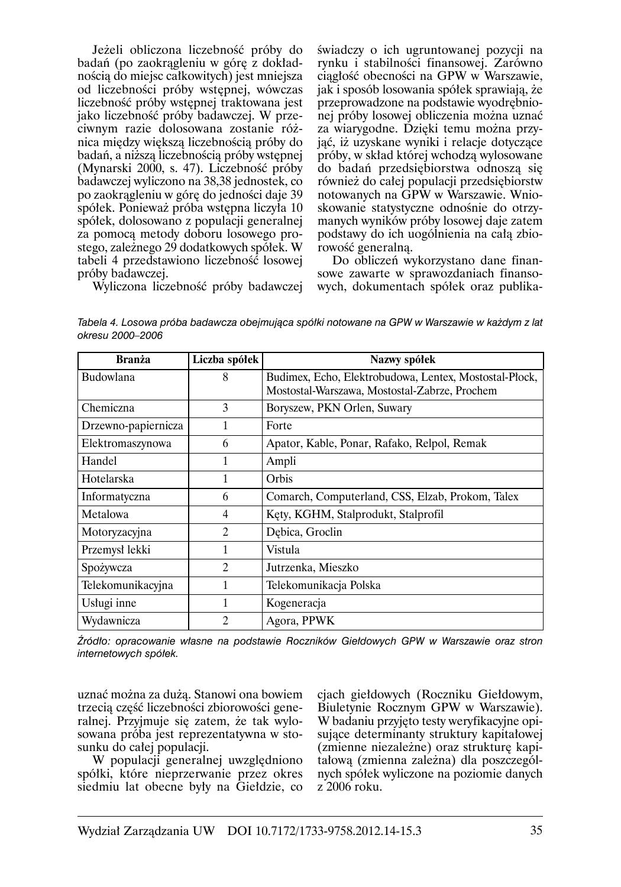Jeżeli obliczona liczebność próby do badań (po zaokrągleniu w górę z dokładnością do miejsc całkowitych) jest mniejsza od liczebności próby wstępnej, wówczas liczebność próby wstępnej traktowana jest jako liczebność próby badawczej. W przeciwnym razie dolosowana zostanie różnica między większą liczebnością próby do badań, a niższą liczebnością próby wstępnej (Mynarski 2000, s. 47). Liczebność próby badawczej wyliczono na 38,38 jednostek, co po zaokrągleniu w górę do jedności daje 39 spółek. Ponieważ próba wstępna liczyła 10 spółek, dolosowano z populacji generalnej za pomocą metody doboru losowego prostego, zależnego 29 dodatkowych spółek. W tabeli 4 przedstawiono liczebność losowej próby badawczej.

Wyliczona liczebność próby badawczej uznać można za dużą. Stanowi ona bowiem trzecią część liczebności zbiorowości generalnej. Przyjmuje się zatem, że tak wylosowana próba jest reprezentatywna w stosunku do całej populacji.

W populacji generalnej uwzględniono spółki, które nieprzerwanie przez okres siedmiu lat obecne były na Giełdzie, co świadczy o ich ugruntowanej pozycji na rynku i stabilności finansowej. Zarówno ciągłość obecności na GPW w Warszawie, jak i sposób losowania spółek sprawiają, że przeprowadzone na podstawie wyodrębnionej próby losowej obliczenia można uznać za wiarygodne. Dzięki temu można przyjąć, iż uzyskane wyniki i relacje dotyczące próby, w skład której wchodzą wylosowane do badań przedsiębiorstwa odnoszą się również do całej populacji przedsiębiorstw notowanych na GPW w Warszawie. Wnioskowanie statystyczne odnośnie do otrzymanych wyników próby losowej daje zatem podstawy do ich uogólnienia na całą zbiorowość generalną.

Do obliczeń wykorzystano dane finansowe zawarte w sprawozdaniach finansowych, dokumentach spółek oraz publikacjach giełdowych (Roczniku Giełdowym, Biuletynie Rocznym GPW w Warszawie). W badaniu przyjęto testy weryfikacyjne opisujące determinanty struktury kapitałowej (zmienne niezależne) oraz strukturę kapitałową (zmienna zależna) dla poszczególnych spółek wyliczone na poziomie danych z 2006 roku.

*Tabela 4. Losowa próba badawcza obejmująca spółki notowane na GPW w Warszawie w każdym z lat okresu 2000–2006*

| Branża | Liczba spółek | Nazwy spółek |
|---|---|---|
| Budowlana | 8 | Budimex, Echo, Elektrobudowa, Lentex, Mostostal-Płock, Mostostal-Warszawa, Mostostal-Zabrze, Prochem |
| Chemiczna | 3 | Boryszew, PKN Orlen, Suwary |
| Drzewno-papiernicza | 1 | Forte |
| Elektromaszynowa | 6 | Apator, Kable, Ponar, Rafako, Relpol, Remak |
| Handel | 1 | Ampli |
| Hotelarska | 1 | Orbis |
| Informatyczna | 6 | Comarch, Computerland, CSS, Elzab, Prokom, Talex |
| Metalowa | 4 | Kęty, KGHM, Stalprodukt, Stalprofil |
| Motoryzacyjna | 2 | Dębica, Groclin |
| Przemysł lekki | 1 | Vistula |
| Spożywcza | 2 | Jutrzenka, Mieszko |
| Telekomunikacyjna | 1 | Telekomunikacja Polska |
| Usługi inne | 1 | Kogeneracja |
| Wydawnicza | 2 | Agora, PPWK |

*Źródło: opracowanie własne na podstawie Roczników Giełdowych GPW w Warszawie oraz stron internetowych spółek.*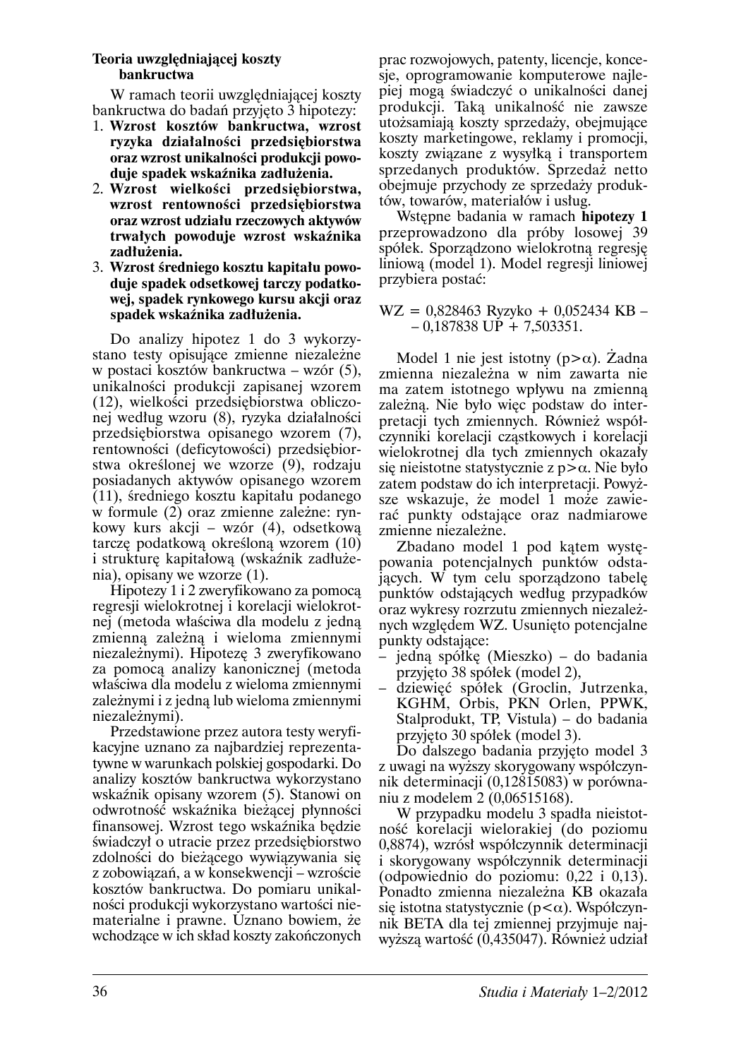**Teoria uwzględniającej koszty bankructwa**

W ramach teorii uwzględniającej koszty bankructwa do badań przyjęto 3 hipotezy:

1. **Wzrost kosztów bankructwa, wzrost ryzyka działalności przedsiębiorstwa oraz wzrost unikalności produkcji powoduje spadek wskaźnika zadłużenia.**
2. **Wzrost wielkości przedsiębiorstwa, wzrost rentowności przedsiębiorstwa oraz wzrost udziału rzeczowych aktywów trwałych powoduje wzrost wskaźnika zadłużenia.**
3. **Wzrost średniego kosztu kapitału powoduje spadek odsetkowej tarczy podatkowej, spadek rynkowego kursu akcji oraz spadek wskaźnika zadłużenia.**

Do analizy hipotez 1 do 3 wykorzystano testy opisujące zmienne niezależne w postaci kosztów bankructwa – wzór (5), unikalności produkcji zapisanej wzorem (12), wielkości przedsiębiorstwa obliczonej według wzoru (8), ryzyka działalności przedsiębiorstwa opisanego wzorem (7), rentowności (deficytowości) przedsiębiorstwa określonej we wzorze (9), rodzaju posiadanych aktywów opisanego wzorem (11), średniego kosztu kapitału podanego w formule (2) oraz zmienne zależne: rynkowy kurs akcji – wzór (4), odsetkową tarczę podatkową określoną wzorem (10) i strukturę kapitałową (wskaźnik zadłużenia), opisany we wzorze (1).

Hipotezy 1 i 2 zweryfikowano za pomocą regresji wielokrotnej i korelacji wielokrotnej (metoda właściwa dla modelu z jedną zmienną zależną i wieloma zmiennymi niezależnymi). Hipotezę 3 zweryfikowano za pomocą analizy kanonicznej (metoda właściwa dla modelu z wieloma zmiennymi zależnymi i z jedną lub wieloma zmiennymi niezależnymi).

Przedstawione przez autora testy weryfikacyjne uznano za najbardziej reprezentatywne w warunkach polskiej gospodarki. Do analizy kosztów bankructwa wykorzystano wskaźnik opisany wzorem (5). Stanowi on odwrotność wskaźnika bieżącej płynności finansowej. Wzrost tego wskaźnika będzie świadczył o utracie przez przedsiębiorstwo zdolności do bieżącego wywiązywania się z zobowiązań, a w konsekwencji – wzroście kosztów bankructwa. Do pomiaru unikalności produkcji wykorzystano wartości niematerialne i prawne. Uznano bowiem, że wchodzące w ich skład koszty zakończonych prac rozwojowych, patenty, licencje, koncesje, oprogramowanie komputerowe najlepiej mogą świadczyć o unikalności danej produkcji. Taką unikalność nie zawsze utożsamiają koszty sprzedaży, obejmujące koszty marketingowe, reklamy i promocji, koszty związane z wysyłką i transportem sprzedanych produktów. Sprzedaż netto obejmuje przychody ze sprzedaży produktów, towarów, materiałów i usług.

Wstępne badania w ramach **hipotezy 1** przeprowadzono dla próby losowej 39 spółek. Sporządzono wielokrotną regresję liniową (model 1). Model regresji liniowej przybiera postać:

$$WZ = 0{,}828463\ Ryzyko + 0{,}052434\ KB - 0{,}187838\ UP + 7{,}503351.$$

Model 1 nie jest istotny ($p > \alpha$). Żadna zmienna niezależna w nim zawarta nie ma zatem istotnego wpływu na zmienną zależną. Nie było więc podstaw do interpretacji tych zmiennych. Również współczynniki korelacji cząstkowych i korelacji wielokrotnej dla tych zmiennych okazały się nieistotne statystycznie z $p > \alpha$. Nie było zatem podstaw do ich interpretacji. Powyższe wskazuje, że model 1 może zawierać punkty odstające oraz nadmiarowe zmienne niezależne.

Zbadano model 1 pod kątem występowania potencjalnych punktów odstających. W tym celu sporządzono tabelę punktów odstających według przypadków oraz wykresy rozrzutu zmiennych niezależnych względem WZ. Usunięto potencjalne punkty odstające:

- jedną spółkę (Mieszko) – do badania przyjęto 38 spółek (model 2),
- dziewięć spółek (Groclin, Jutrzenka, KGHM, Orbis, PKN Orlen, PPWK, Stalprodukt, TP, Vistula) – do badania przyjęto 30 spółek (model 3).

Do dalszego badania przyjęto model 3 z uwagi na wyższy skorygowany współczynnik determinacji (0,12815083) w porównaniu z modelem 2 (0,06515168).

W przypadku modelu 3 spadła nieistotność korelacji wielorakiej (do poziomu 0,8874), wzrósł współczynnik determinacji i skorygowany współczynnik determinacji (odpowiednio do poziomu: 0,22 i 0,13). Ponadto zmienna niezależna KB okazała się istotna statystycznie ($p < \alpha$). Współczynnik BETA dla tej zmiennej przyjmuje najwyższą wartość (0,435047). Również udział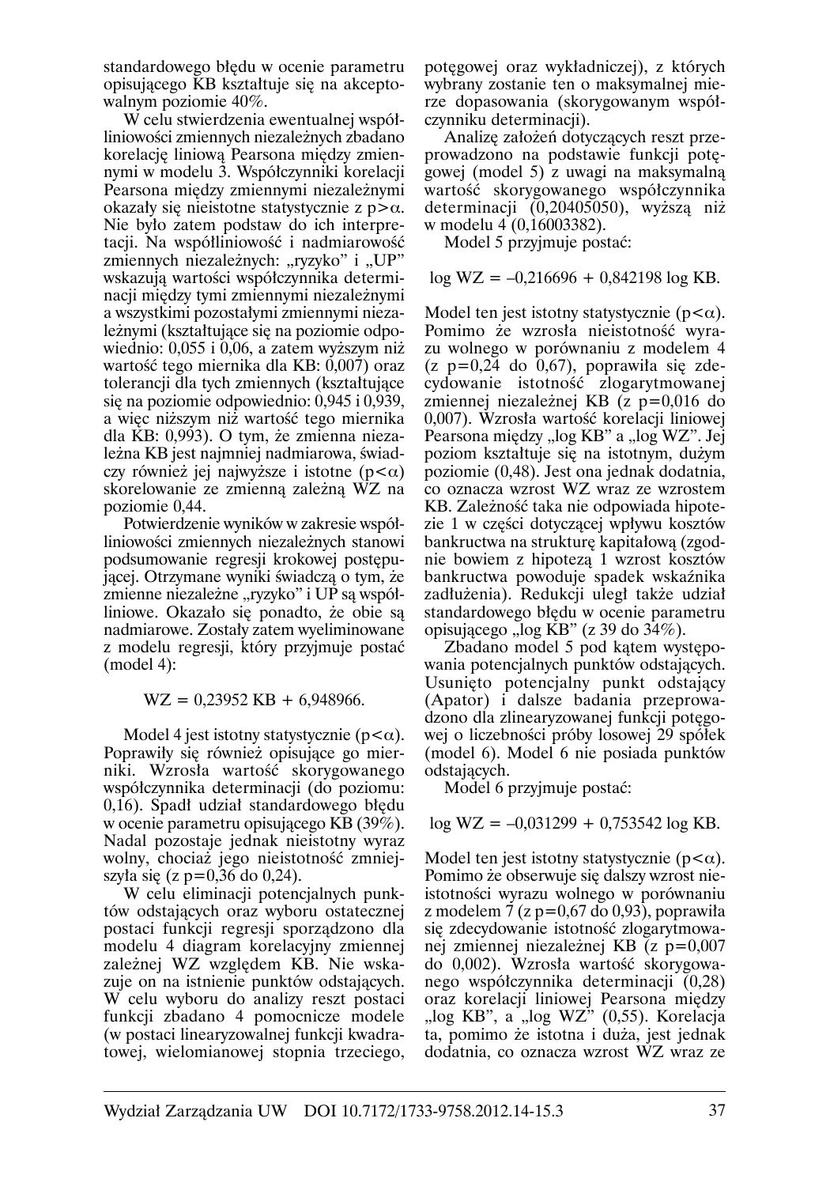standardowego błędu w ocenie parametru opisującego KB kształtuje się na akceptowalnym poziomie 40%.

W celu stwierdzenia ewentualnej współliniowości zmiennych niezależnych zbadano korelację liniową Pearsona między zmiennymi w modelu 3. Współczynniki korelacji Pearsona między zmiennymi niezależnymi okazały się nieistotne statystycznie z $p>\alpha$. Nie było zatem podstaw do ich interpretacji. Na współliniowość i nadmiarowość zmiennych niezależnych: „ryzyko" i „UP" wskazują wartości współczynnika determinacji między tymi zmiennymi niezależnymi a wszystkimi pozostałymi zmiennymi niezależnymi (kształtujące się na poziomie odpowiednio: 0,055 i 0,06, a zatem wyższym niż wartość tego miernika dla KB: 0,007) oraz tolerancji dla tych zmiennych (kształtujące się na poziomie odpowiednio: 0,945 i 0,939, a więc niższym niż wartość tego miernika dla KB: 0,993). O tym, że zmienna niezależna KB jest najmniej nadmiarowa, świadczy również jej najwyższe i istotne ($p<\alpha$) skorelowanie ze zmienną zależną WZ na poziomie 0,44.

Potwierdzenie wyników w zakresie współliniowości zmiennych niezależnych stanowi podsumowanie regresji krokowej postępującej. Otrzymane wyniki świadczą o tym, że zmienne niezależne „ryzyko" i UP są współliniowe. Okazało się ponadto, że obie są nadmiarowe. Zostały zatem wyeliminowane z modelu regresji, który przyjmuje postać (model 4):

$$WZ = 0{,}23952\ KB + 6{,}948966.$$

Model 4 jest istotny statystycznie ($p<\alpha$). Poprawiły się również opisujące go mierniki. Wzrosła wartość skorygowanego współczynnika determinacji (do poziomu: 0,16). Spadł udział standardowego błędu w ocenie parametru opisującego KB (39%). Nadal pozostaje jednak nieistotny wyraz wolny, chociaż jego nieistotność zmniejszyła się (z $p=0{,}36$ do 0,24).

W celu eliminacji potencjalnych punktów odstających oraz wyboru ostatecznej postaci funkcji regresji sporządzono dla modelu 4 diagram korelacyjny zmiennej zależnej WZ względem KB. Nie wskazuje on na istnienie punktów odstających. W celu wyboru do analizy reszt postaci funkcji zbadano 4 pomocnicze modele (w postaci linearyzowalnej funkcji kwadratowej, wielomianowej stopnia trzeciego, potęgowej oraz wykładniczej), z których wybrany zostanie ten o maksymalnej mierze dopasowania (skorygowanym współczynniku determinacji).

Analizę założeń dotyczących reszt przeprowadzono na podstawie funkcji potęgowej (model 5) z uwagi na maksymalną wartość skorygowanego współczynnika determinacji (0,20405050), wyższą niż w modelu 4 (0,16003382).

Model 5 przyjmuje postać:

$$\log WZ = -0{,}216696 + 0{,}842198 \log KB.$$

Model ten jest istotny statystycznie ($p<\alpha$). Pomimo że wzrosła nieistotność wyrazu wolnego w porównaniu z modelem 4 (z $p=0{,}24$ do 0,67), poprawiła się zdecydowanie istotność zlogarytmowanej zmiennej niezależnej KB (z $p=0{,}016$ do 0,007). Wzrosła wartość korelacji liniowej Pearsona między „log KB" a „log WZ". Jej poziom kształtuje się na istotnym, dużym poziomie (0,48). Jest ona jednak dodatnia, co oznacza wzrost WZ wraz ze wzrostem KB. Zależność taka nie odpowiada hipotezie 1 w części dotyczącej wpływu kosztów bankructwa na strukturę kapitałową (zgodnie bowiem z hipotezą 1 wzrost kosztów bankructwa powoduje spadek wskaźnika zadłużenia). Redukcji uległ także udział standardowego błędu w ocenie parametru opisującego „log KB" (z 39 do 34%).

Zbadano model 5 pod kątem występowania potencjalnych punktów odstających. Usunięto potencjalny punkt odstający (Apator) i dalsze badania przeprowadzono dla zlinearyzowanej funkcji potęgowej o liczebności próby losowej 29 spółek (model 6). Model 6 nie posiada punktów odstających.

Model 6 przyjmuje postać:

$$\log WZ = -0{,}031299 + 0{,}753542 \log KB.$$

Model ten jest istotny statystycznie ($p<\alpha$). Pomimo że obserwuje się dalszy wzrost nieistotności wyrazu wolnego w porównaniu z modelem 7 (z $p=0{,}67$ do 0,93), poprawiła się zdecydowanie istotność zlogarytmowanej zmiennej niezależnej KB (z $p=0{,}007$ do 0,002). Wzrosła wartość skorygowanego współczynnika determinacji (0,28) oraz korelacji liniowej Pearsona między „log KB", a „log WZ" (0,55). Korelacja ta, pomimo że istotna i duża, jest jednak dodatnia, co oznacza wzrost WZ wraz ze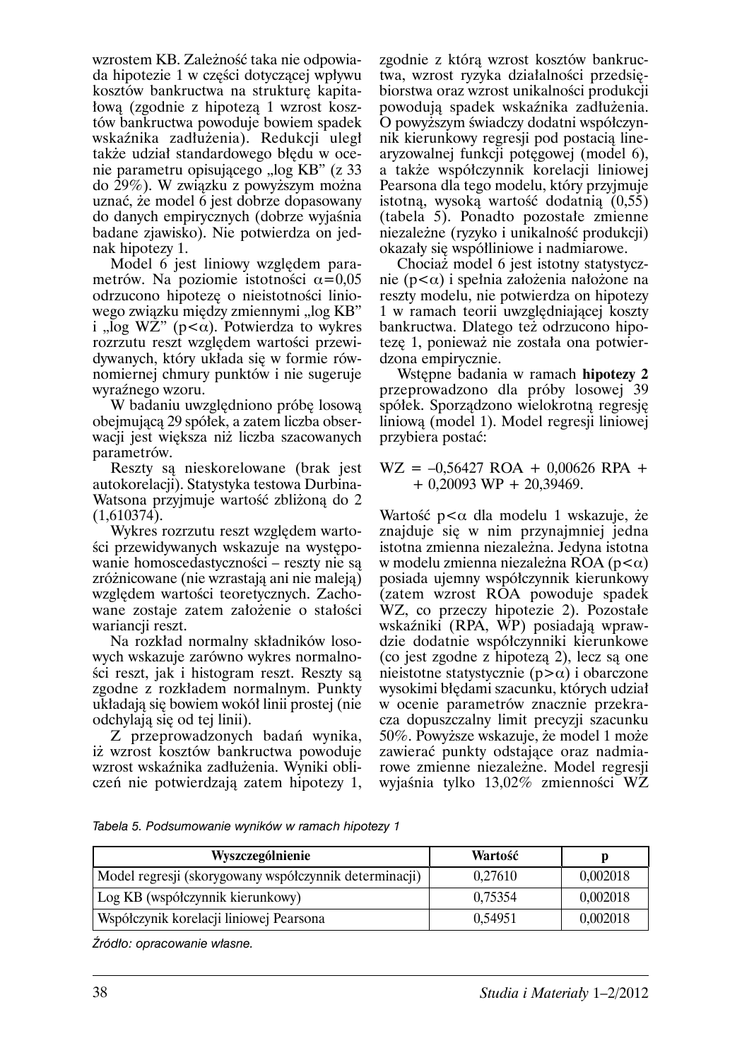wzrostem KB. Zależność taka nie odpowiada hipotezie 1 w części dotyczącej wpływu kosztów bankructwa na strukturę kapitałową (zgodnie z hipotezą 1 wzrost kosztów bankructwa powoduje bowiem spadek wskaźnika zadłużenia). Redukcji uległ także udział standardowego błędu w ocenie parametru opisującego „log KB" (z 33 do 29%). W związku z powyższym można uznać, że model 6 jest dobrze dopasowany do danych empirycznych (dobrze wyjaśnia badane zjawisko). Nie potwierdza on jednak hipotezy 1.

Model 6 jest liniowy względem parametrów. Na poziomie istotności $\alpha=0{,}05$ odrzucono hipotezę o nieistotności liniowego związku między zmiennymi „log KB" i „log WZ" ($p<\alpha$). Potwierdza to wykres rozrzutu reszt względem wartości przewidywanych, który układa się w formie równomiernej chmury punktów i nie sugeruje wyraźnego wzoru.

W badaniu uwzględniono próbę losową obejmującą 29 spółek, a zatem liczba obserwacji jest większa niż liczba szacowanych parametrów.

Reszty są nieskorelowane (brak jest autokorelacji). Statystyka testowa Durbina-Watsona przyjmuje wartość zbliżoną do 2 (1,610374).

Wykres rozrzutu reszt względem wartości przewidywanych wskazuje na występowanie homoscedastyczności – reszty nie są zróżnicowane (nie wzrastają ani nie maleją) względem wartości teoretycznych. Zachowane zostaje zatem założenie o stałości wariancji reszt.

Na rozkład normalny składników losowych wskazuje zarówno wykres normalności reszt, jak i histogram reszt. Reszty są zgodne z rozkładem normalnym. Punkty układają się bowiem wokół linii prostej (nie odchylają się od tej linii).

Z przeprowadzonych badań wynika, iż wzrost kosztów bankructwa powoduje wzrost wskaźnika zadłużenia. Wyniki obliczeń nie potwierdzają zatem hipotezy 1, zgodnie z którą wzrost kosztów bankructwa, wzrost ryzyka działalności przedsiębiorstwa oraz wzrost unikalności produkcji powodują spadek wskaźnika zadłużenia. O powyższym świadczy dodatni współczynnik kierunkowy regresji pod postacią linearyzowalnej funkcji potęgowej (model 6), a także współczynnik korelacji liniowej Pearsona dla tego modelu, który przyjmuje istotną, wysoką wartość dodatnią (0,55) (tabela 5). Ponadto pozostałe zmienne niezależne (ryzyko i unikalność produkcji) okazały się współliniowe i nadmiarowe.

Chociaż model 6 jest istotny statystycznie ($p<\alpha$) i spełnia założenia nałożone na reszty modelu, nie potwierdza on hipotezy 1 w ramach teorii uwzględniającej koszty bankructwa. Dlatego też odrzucono hipotezę 1, ponieważ nie została ona potwierdzona empirycznie.

Wstępne badania w ramach **hipotezy 2** przeprowadzono dla próby losowej 39 spółek. Sporządzono wielokrotną regresję liniową (model 1). Model regresji liniowej przybiera postać:

$$WZ = -0{,}56427\ ROA + 0{,}00626\ RPA + 0{,}20093\ WP + 20{,}39469.$$

Wartość $p<\alpha$ dla modelu 1 wskazuje, że znajduje się w nim przynajmniej jedna istotna zmienna niezależna. Jedyna istotna w modelu zmienna niezależna ROA ($p<\alpha$) posiada ujemny współczynnik kierunkowy (zatem wzrost ROA powoduje spadek WZ, co przeczy hipotezie 2). Pozostałe wskaźniki (RPA, WP) posiadają wprawdzie dodatnie współczynniki kierunkowe (co jest zgodne z hipotezą 2), lecz są one nieistotne statystycznie ($p>\alpha$) i obarczone wysokimi błędami szacunku, których udział w ocenie parametrów znacznie przekracza dopuszczalny limit precyzji szacunku 50%. Powyższe wskazuje, że model 1 może zawierać punkty odstające oraz nadmiarowe zmienne niezależne. Model regresji wyjaśnia tylko 13,02% zmienności WZ

*Tabela 5. Podsumowanie wyników w ramach hipotezy 1*

| Wyszczególnienie | Wartość | p |
|---|---|---|
| Model regresji (skorygowany współczynnik determinacji) | 0,27610 | 0,002018 |
| Log KB (współczynnik kierunkowy) | 0,75354 | 0,002018 |
| Współczynik korelacji liniowej Pearsona | 0,54951 | 0,002018 |

*Źródło: opracowanie własne.*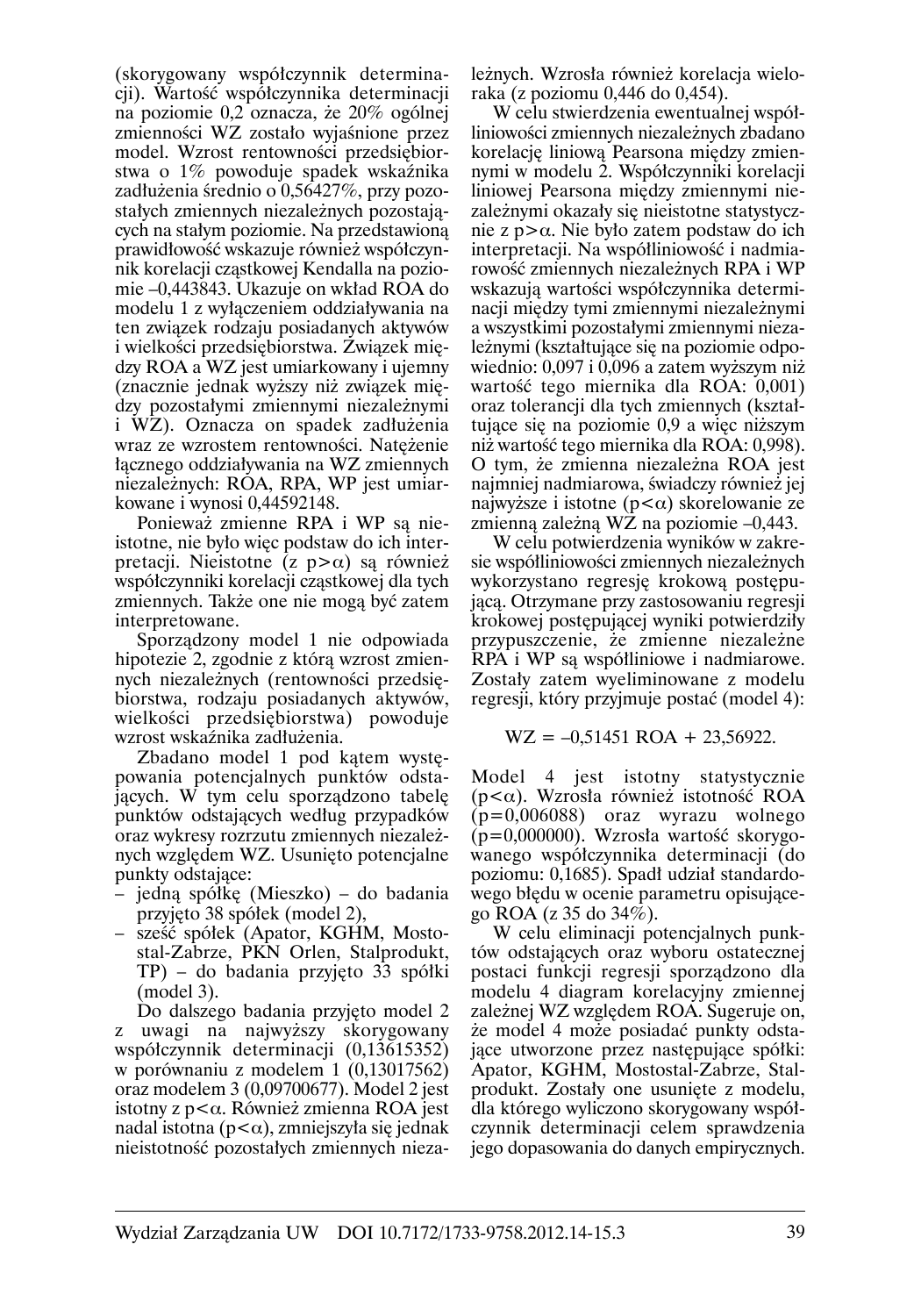(skorygowany współczynnik determinacji). Wartość współczynnika determinacji na poziomie 0,2 oznacza, że 20% ogólnej zmienności WZ zostało wyjaśnione przez model. Wzrost rentowności przedsiębiorstwa o 1% powoduje spadek wskaźnika zadłużenia średnio o 0,56427%, przy pozostałych zmiennych niezależnych pozostających na stałym poziomie. Na przedstawioną prawidłowość wskazuje również współczynnik korelacji cząstkowej Kendalla na poziomie –0,443843. Ukazuje on wkład ROA do modelu 1 z wyłączeniem oddziaływania na ten związek rodzaju posiadanych aktywów i wielkości przedsiębiorstwa. Związek między ROA a WZ jest umiarkowany i ujemny (znacznie jednak wyższy niż związek między pozostałymi zmiennymi niezależnymi i WZ). Oznacza on spadek zadłużenia wraz ze wzrostem rentowności. Natężenie łącznego oddziaływania na WZ zmiennych niezależnych: ROA, RPA, WP jest umiarkowane i wynosi 0,44592148.

Ponieważ zmienne RPA i WP są nieistotne, nie było więc podstaw do ich interpretacji. Nieistotne (z $p>\alpha$) są również współczynniki korelacji cząstkowej dla tych zmiennych. Także one nie mogą być zatem interpretowane.

Sporządzony model 1 nie odpowiada hipotezie 2, zgodnie z którą wzrost zmiennych niezależnych (rentowności przedsiębiorstwa, rodzaju posiadanych aktywów, wielkości przedsiębiorstwa) powoduje wzrost wskaźnika zadłużenia.

Zbadano model 1 pod kątem występowania potencjalnych punktów odstających. W tym celu sporządzono tabelę punktów odstających według przypadków oraz wykresy rozrzutu zmiennych niezależnych względem WZ. Usunięto potencjalne punkty odstające:

- jedną spółkę (Mieszko) – do badania przyjęto 38 spółek (model 2),
- sześć spółek (Apator, KGHM, Mostostal-Zabrze, PKN Orlen, Stalprodukt, TP) – do badania przyjęto 33 spółki (model 3).

Do dalszego badania przyjęto model 2 z uwagi na najwyższy skorygowany współczynnik determinacji (0,13615352) w porównaniu z modelem 1 (0,13017562) oraz modelem 3 (0,09700677). Model 2 jest istotny z $p<\alpha$. Również zmienna ROA jest nadal istotna ($p<\alpha$), zmniejszyła się jednak nieistotność pozostałych zmiennych niezależnych. Wzrosła również korelacja wieloraka (z poziomu 0,446 do 0,454).

W celu stwierdzenia ewentualnej współliniowości zmiennych niezależnych zbadano korelację liniową Pearsona między zmiennymi w modelu 2. Współczynniki korelacji liniowej Pearsona między zmiennymi niezależnymi okazały się nieistotne statystycznie z $p>\alpha$. Nie było zatem podstaw do ich interpretacji. Na współliniowość i nadmiarowość zmiennych niezależnych RPA i WP wskazują wartości współczynnika determinacji między tymi zmiennymi niezależnymi a wszystkimi pozostałymi zmiennymi niezależnymi (kształtujące się na poziomie odpowiednio: 0,097 i 0,096 a zatem wyższym niż wartość tego miernika dla ROA: 0,001) oraz tolerancji dla tych zmiennych (kształtujące się na poziomie 0,9 a więc niższym niż wartość tego miernika dla ROA: 0,998). O tym, że zmienna niezależna ROA jest najmniej nadmiarowa, świadczy również jej najwyższe i istotne ($p<\alpha$) skorelowanie ze zmienną zależną WZ na poziomie –0,443.

W celu potwierdzenia wyników w zakresie współliniowości zmiennych niezależnych wykorzystano regresję krokową postępującą. Otrzymane przy zastosowaniu regresji krokowej postępującej wyniki potwierdziły przypuszczenie, że zmienne niezależne RPA i WP są współliniowe i nadmiarowe. Zostały zatem wyeliminowane z modelu regresji, który przyjmuje postać (model 4):

$$WZ = -0{,}51451\ ROA + 23{,}56922.$$

Model 4 jest istotny statystycznie ($p<\alpha$). Wzrosła również istotność ROA ($p=0{,}006088$) oraz wyrazu wolnego ($p=0{,}000000$). Wzrosła wartość skorygowanego współczynnika determinacji (do poziomu: 0,1685). Spadł udział standardowego błędu w ocenie parametru opisującego ROA (z 35 do 34%).

W celu eliminacji potencjalnych punktów odstających oraz wyboru ostatecznej postaci funkcji regresji sporządzono dla modelu 4 diagram korelacyjny zmiennej zależnej WZ względem ROA. Sugeruje on, że model 4 może posiadać punkty odstające utworzone przez następujące spółki: Apator, KGHM, Mostostal-Zabrze, Stalprodukt. Zostały one usunięte z modelu, dla którego wyliczono skorygowany współczynnik determinacji celem sprawdzenia jego dopasowania do danych empirycznych.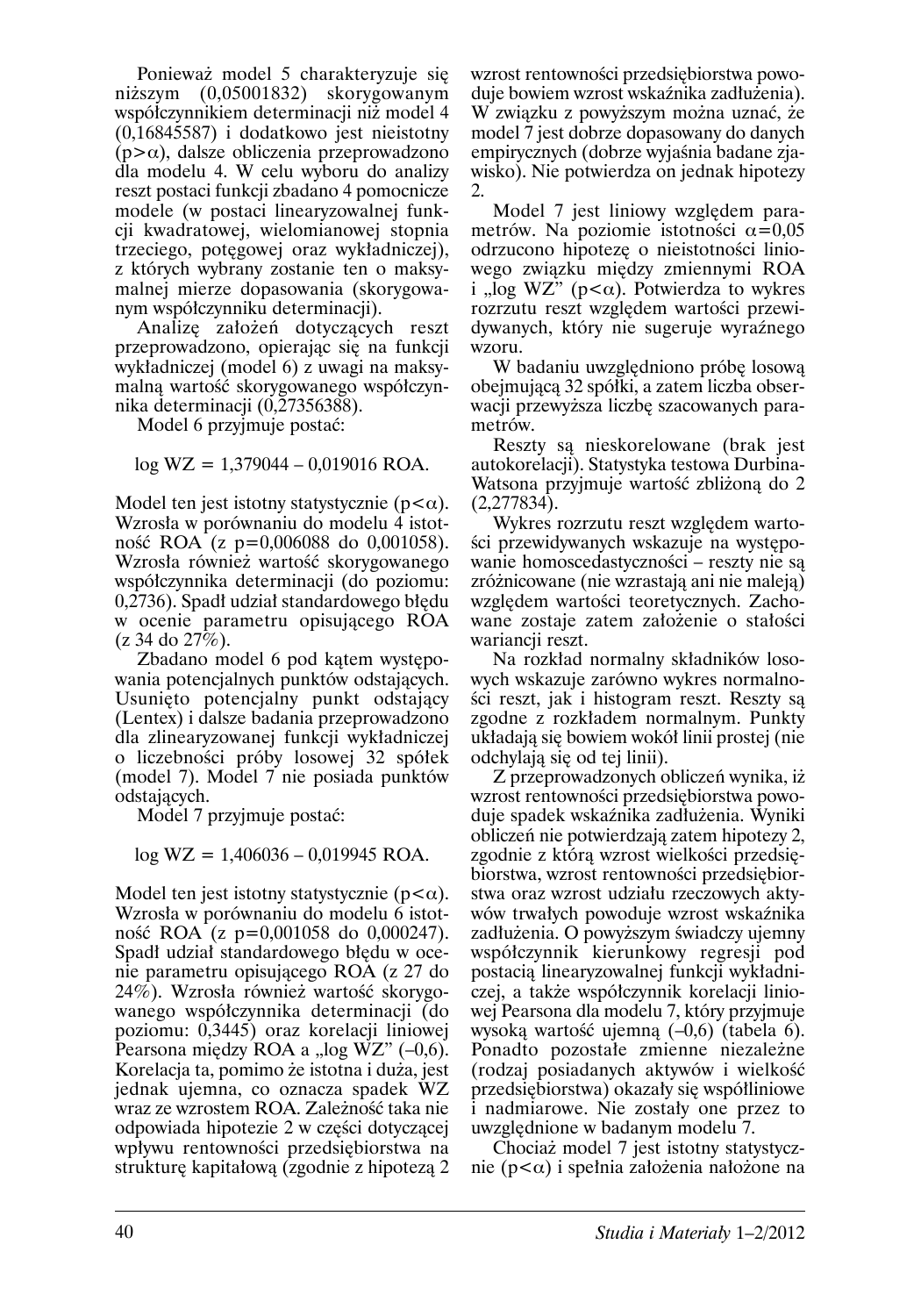Ponieważ model 5 charakteryzuje się niższym (0,05001832) skorygowanym współczynnikiem determinacji niż model 4 (0,16845587) i dodatkowo jest nieistotny ($p>\alpha$), dalsze obliczenia przeprowadzono dla modelu 4. W celu wyboru do analizy reszt postaci funkcji zbadano 4 pomocnicze modele (w postaci linearyzowalnej funkcji kwadratowej, wielomianowej stopnia trzeciego, potęgowej oraz wykładniczej), z których wybrany zostanie ten o maksymalnej mierze dopasowania (skorygowanym współczynniku determinacji).

Analizę założeń dotyczących reszt przeprowadzono, opierając się na funkcji wykładniczej (model 6) z uwagi na maksymalną wartość skorygowanego współczynnika determinacji (0,27356388).

Model 6 przyjmuje postać:

$$\log WZ = 1{,}379044 - 0{,}019016\ ROA.$$

Model ten jest istotny statystycznie ($p<\alpha$). Wzrosła w porównaniu do modelu 4 istotność ROA (z p=0,006088 do 0,001058). Wzrosła również wartość skorygowanego współczynnika determinacji (do poziomu: 0,2736). Spadł udział standardowego błędu w ocenie parametru opisującego ROA (z 34 do 27%).

Zbadano model 6 pod kątem występowania potencjalnych punktów odstających. Usunięto potencjalny punkt odstający (Lentex) i dalsze badania przeprowadzono dla zlinearyzowanej funkcji wykładniczej o liczebności próby losowej 32 spółek (model 7). Model 7 nie posiada punktów odstających.

Model 7 przyjmuje postać:

$$\log WZ = 1{,}406036 - 0{,}019945\ ROA.$$

Model ten jest istotny statystycznie ($p<\alpha$). Wzrosła w porównaniu do modelu 6 istotność ROA (z p=0,001058 do 0,000247). Spadł udział standardowego błędu w ocenie parametru opisującego ROA (z 27 do 24%). Wzrosła również wartość skorygowanego współczynnika determinacji (do poziomu: 0,3445) oraz korelacji liniowej Pearsona między ROA a „log WZ" (–0,6). Korelacja ta, pomimo że istotna i duża, jest jednak ujemna, co oznacza spadek WZ wraz ze wzrostem ROA. Zależność taka nie odpowiada hipotezie 2 w części dotyczącej wpływu rentowności przedsiębiorstwa na strukturę kapitałową (zgodnie z hipotezą 2 wzrost rentowności przedsiębiorstwa powoduje bowiem wzrost wskaźnika zadłużenia). W związku z powyższym można uznać, że model 7 jest dobrze dopasowany do danych empirycznych (dobrze wyjaśnia badane zjawisko). Nie potwierdza on jednak hipotezy 2.

Model 7 jest liniowy względem parametrów. Na poziomie istotności $\alpha=0{,}05$ odrzucono hipotezę o nieistotności liniowego związku między zmiennymi ROA i „log WZ" ($p<\alpha$). Potwierdza to wykres rozrzutu reszt względem wartości przewidywanych, który nie sugeruje wyraźnego wzoru.

W badaniu uwzględniono próbę losową obejmującą 32 spółki, a zatem liczba obserwacji przewyższa liczbę szacowanych parametrów.

Reszty są nieskorelowane (brak jest autokorelacji). Statystyka testowa Durbina-Watsona przyjmuje wartość zbliżoną do 2 (2,277834).

Wykres rozrzutu reszt względem wartości przewidywanych wskazuje na występowanie homoscedastyczności – reszty nie są zróżnicowane (nie wzrastają ani nie maleją) względem wartości teoretycznych. Zachowane zostaje zatem założenie o stałości wariancji reszt.

Na rozkład normalny składników losowych wskazuje zarówno wykres normalności reszt, jak i histogram reszt. Reszty są zgodne z rozkładem normalnym. Punkty układają się bowiem wokół linii prostej (nie odchylają się od tej linii).

Z przeprowadzonych obliczeń wynika, iż wzrost rentowności przedsiębiorstwa powoduje spadek wskaźnika zadłużenia. Wyniki obliczeń nie potwierdzają zatem hipotezy 2, zgodnie z którą wzrost wielkości przedsiębiorstwa, wzrost rentowności przedsiębiorstwa oraz wzrost udziału rzeczowych aktywów trwałych powoduje wzrost wskaźnika zadłużenia. O powyższym świadczy ujemny współczynnik kierunkowy regresji pod postacią linearyzowalnej funkcji wykładniczej, a także współczynnik korelacji liniowej Pearsona dla modelu 7, który przyjmuje wysoką wartość ujemną (–0,6) (tabela 6). Ponadto pozostałe zmienne niezależne (rodzaj posiadanych aktywów i wielkość przedsiębiorstwa) okazały się współliniowe i nadmiarowe. Nie zostały one przez to uwzględnione w badanym modelu 7.

Chociaż model 7 jest istotny statystycznie ($p<\alpha$) i spełnia założenia nałożone na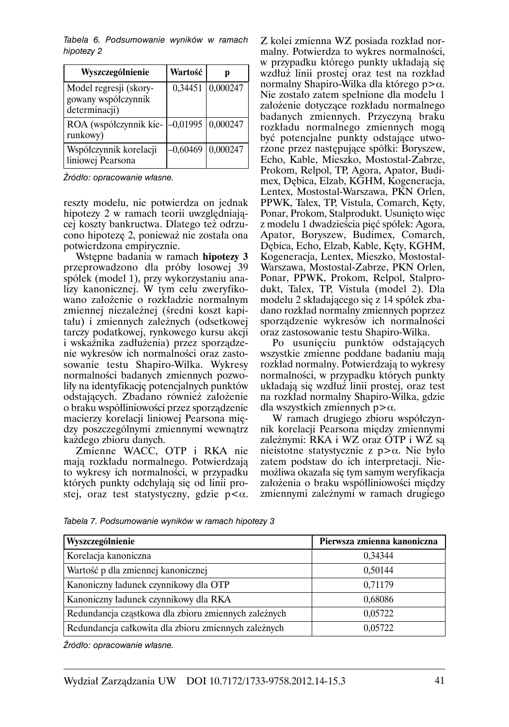*Tabela 6. Podsumowanie wyników w ramach hipotezy 2*

| Wyszczególnienie | Wartość | p |
|---|---|---|
| Model regresji (skorygowany współczynnik determinacji) | 0,34451 | 0,000247 |
| ROA (współczynnik kierunkowy) | –0,01995 | 0,000247 |
| Współczynnik korelacji liniowej Pearsona | –0,60469 | 0,000247 |

*Źródło: opracowanie własne.*

reszty modelu, nie potwierdza on jednak hipotezy 2 w ramach teorii uwzględniającej koszty bankructwa. Dlatego też odrzucono hipotezę 2, ponieważ nie została ona potwierdzona empirycznie.

Wstępne badania w ramach **hipotezy 3** przeprowadzono dla próby losowej 39 spółek (model 1), przy wykorzystaniu analizy kanonicznej. W tym celu zweryfikowano założenie o rozkładzie normalnym zmiennej niezależnej (średni koszt kapitału) i zmiennych zależnych (odsetkowej tarczy podatkowej, rynkowego kursu akcji i wskaźnika zadłużenia) przez sporządzenie wykresów ich normalności oraz zastosowanie testu Shapiro-Wilka. Wykresy normalności badanych zmiennych pozwoliły na identyfikację potencjalnych punktów odstających. Zbadano również założenie o braku współliniowości przez sporządzenie macierzy korelacji liniowej Pearsona między poszczególnymi zmiennymi wewnątrz każdego zbioru danych.

Zmienne WACC, OTP i RKA nie mają rozkładu normalnego. Potwierdzają to wykresy ich normalności, w przypadku których punkty odchylają się od linii prostej, oraz test statystyczny, gdzie $p<\alpha$. Z kolei zmienna WZ posiada rozkład normalny. Potwierdza to wykres normalności, w przypadku którego punkty układają się wzdłuż linii prostej oraz test na rozkład normalny Shapiro-Wilka dla którego $p>\alpha$. Nie zostało zatem spełnione dla modelu 1 założenie dotyczące rozkładu normalnego badanych zmiennych. Przyczyną braku rozkładu normalnego zmiennych mogą być potencjalne punkty odstające utworzone przez następujące spółki: Boryszew, Echo, Kable, Mieszko, Mostostal-Zabrze, Prokom, Relpol, TP, Agora, Apator, Budimex, Dębica, Elzab, KGHM, Kogeneracja, Lentex, Mostostal-Warszawa, PKN Orlen, PPWK, Talex, TP, Vistula, Comarch, Kęty, Ponar, Prokom, Stalprodukt. Usunięto więc z modelu 1 dwadzieścia pięć spółek: Agora, Apator, Boryszew, Budimex, Comarch, Dębica, Echo, Elzab, Kable, Kęty, KGHM, Kogeneracja, Lentex, Mieszko, Mostostal-Warszawa, Mostostal-Zabrze, PKN Orlen, Ponar, PPWK, Prokom, Relpol, Stalprodukt, Talex, TP, Vistula (model 2). Dla modelu 2 składającego się z 14 spółek zbadano rozkład normalny zmiennych poprzez sporządzenie wykresów ich normalności oraz zastosowanie testu Shapiro-Wilka.

Po usunięciu punktów odstających wszystkie zmienne poddane badaniu mają rozkład normalny. Potwierdzają to wykresy normalności, w przypadku których punkty układają się wzdłuż linii prostej, oraz test na rozkład normalny Shapiro-Wilka, gdzie dla wszystkich zmiennych $p>\alpha$.

W ramach drugiego zbioru współczynnik korelacji Pearsona między zmiennymi zależnymi: RKA i WZ oraz OTP i WZ są nieistotne statystycznie z $p>\alpha$. Nie było zatem podstaw do ich interpretacji. Niemożliwa okazała się tym samym weryfikacja założenia o braku współliniowości między zmiennymi zależnymi w ramach drugiego

*Tabela 7. Podsumowanie wyników w ramach hipotezy 3*

| Wyszczególnienie | Pierwsza zmienna kanoniczna |
|---|---|
| Korelacja kanoniczna | 0,34344 |
| Wartość p dla zmiennej kanonicznej | 0,50144 |
| Kanoniczny ładunek czynnikowy dla OTP | 0,71179 |
| Kanoniczny ładunek czynnikowy dla RKA | 0,68086 |
| Redundancja cząstkowa dla zbioru zmiennych zależnych | 0,05722 |
| Redundancja całkowita dla zbioru zmiennych zależnych | 0,05722 |

*Źródło: opracowanie własne.*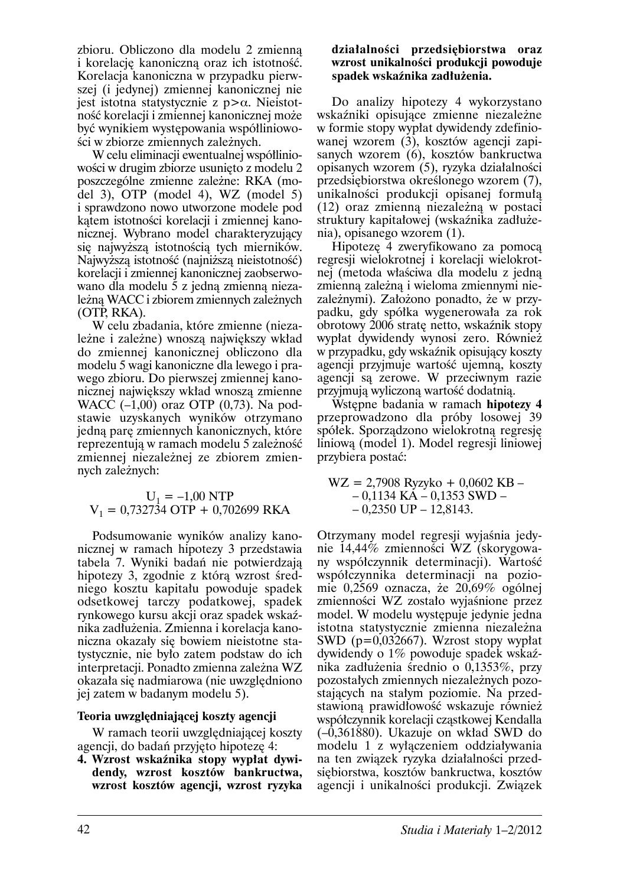zbioru. Obliczono dla modelu 2 zmienną i korelację kanoniczną oraz ich istotność. Korelacja kanoniczna w przypadku pierwszej (i jedynej) zmiennej kanonicznej nie jest istotna statystycznie z $p>\alpha$. Nieistotność korelacji i zmiennej kanonicznej może być wynikiem występowania współliniowości w zbiorze zmiennych zależnych.

W celu eliminacji ewentualnej współliniowości w drugim zbiorze usunięto z modelu 2 poszczególne zmienne zależne: RKA (model 3), OTP (model 4), WZ (model 5) i sprawdzono nowo utworzone modele pod kątem istotności korelacji i zmiennej kanonicznej. Wybrano model charakteryzujący się najwyższą istotnością tych mierników. Najwyższą istotność (najniższą nieistotność) korelacji i zmiennej kanonicznej zaobserwowano dla modelu 5 z jedną zmienną niezależną WACC i zbiorem zmiennych zależnych (OTP, RKA).

W celu zbadania, które zmienne (niezależne i zależne) wnoszą największy wkład do zmiennej kanonicznej obliczono dla modelu 5 wagi kanoniczne dla lewego i prawego zbioru. Do pierwszej zmiennej kanonicznej największy wkład wnoszą zmienne WACC (–1,00) oraz OTP (0,73). Na podstawie uzyskanych wyników otrzymano jedną parę zmiennych kanonicznych, które reprezentują w ramach modelu 5 zależność zmiennej niezależnej ze zbiorem zmiennych zależnych:

$$U_1 = -1{,}00 \text{ NTP}$$
$$V_1 = 0{,}732734 \text{ OTP} + 0{,}702699 \text{ RKA}$$

Podsumowanie wyników analizy kanonicznej w ramach hipotezy 3 przedstawia tabela 7. Wyniki badań nie potwierdzają hipotezy 3, zgodnie z którą wzrost średniego kosztu kapitału powoduje spadek odsetkowej tarczy podatkowej, spadek rynkowego kursu akcji oraz spadek wskaźnika zadłużenia. Zmienna i korelacja kanoniczna okazały się bowiem nieistotne statystycznie, nie było zatem podstaw do ich interpretacji. Ponadto zmienna zależna WZ okazała się nadmiarowa (nie uwzględniono jej zatem w badanym modelu 5).

### Teoria uwzględniająca koszty agencji

W ramach teorii uwzględniającej koszty agencji, do badań przyjęto hipotezę 4:

**4. Wzrost wskaźnika stopy wypłat dywidendy, wzrost kosztów bankructwa, wzrost kosztów agencji, wzrost ryzyka działalności przedsiębiorstwa oraz wzrost unikalności produkcji powoduje spadek wskaźnika zadłużenia.**

Do analizy hipotezy 4 wykorzystano wskaźniki opisujące zmienne niezależne w formie stopy wypłat dywidendy zdefiniowanej wzorem (3), kosztów agencji zapisanych wzorem (6), kosztów bankructwa opisanych wzorem (5), ryzyka działalności przedsiębiorstwa określonego wzorem (7), unikalności produkcji opisanej formułą (12) oraz zmienną niezależną w postaci struktury kapitałowej (wskaźnika zadłużenia), opisanego wzorem (1).

Hipotezę 4 zweryfikowano za pomocą regresji wielokrotnej i korelacji wielokrotnej (metoda właściwa dla modelu z jedną zmienną zależną i wieloma zmiennymi niezależnymi). Założono ponadto, że w przypadku, gdy spółka wygenerowała za rok obrotowy 2006 stratę netto, wskaźnik stopy wypłat dywidendy wynosi zero. Również w przypadku, gdy wskaźnik opisujący koszty agencji przyjmuje wartość ujemną, koszty agencji są zerowe. W przeciwnym razie przyjmują wyliczoną wartość dodatnią.

Wstępne badania w ramach **hipotezy 4** przeprowadzono dla próby losowej 39 spółek. Sporządzono wielokrotną regresję liniową (model 1). Model regresji liniowej przybiera postać:

$$\text{WZ} = 2{,}7908 \text{ Ryzyko} + 0{,}0602 \text{ KB} - 0{,}1134 \text{ KA} - 0{,}1353 \text{ SWD} - 0{,}2350 \text{ UP} - 12{,}8143.$$

Otrzymany model regresji wyjaśnia jedynie 14,44% zmienności WZ (skorygowany współczynnik determinacji). Wartość współczynnika determinacji na poziomie 0,2569 oznacza, że 20,69% ogólnej zmienności WZ zostało wyjaśnione przez model. W modelu występuje jedynie jedna istotna statystycznie zmienna niezależna SWD ($p=0{,}032667$). Wzrost stopy wypłat dywidendy o 1% powoduje spadek wskaźnika zadłużenia średnio o 0,1353%, przy pozostałych zmiennych niezależnych pozostających na stałym poziomie. Na przedstawioną prawidłowość wskazuje również współczynnik korelacji cząstkowej Kendalla (–0,361880). Ukazuje on wkład SWD do modelu 1 z wyłączeniem oddziaływania na ten związek ryzyka działalności przedsiębiorstwa, kosztów bankructwa, kosztów agencji i unikalności produkcji. Związek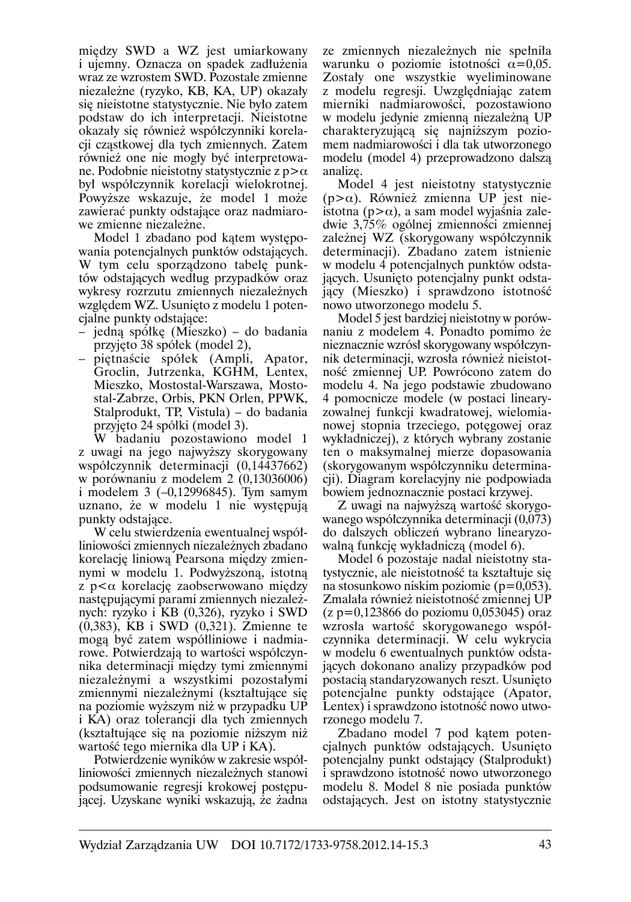między SWD a WZ jest umiarkowany i ujemny. Oznacza on spadek zadłużenia wraz ze wzrostem SWD. Pozostałe zmienne niezależne (ryzyko, KB, KA, UP) okazały się nieistotne statystycznie. Nie było zatem podstaw do ich interpretacji. Nieistotne okazały się również współczynniki korelacji cząstkowej dla tych zmiennych. Zatem również one nie mogły być interpretowane. Podobnie nieistotny statystycznie z $p>\alpha$ był współczynnik korelacji wielokrotnej. Powyższe wskazuje, że model 1 może zawierać punkty odstające oraz nadmiarowe zmienne niezależne.

Model 1 zbadano pod kątem występowania potencjalnych punktów odstających. W tym celu sporządzono tabelę punktów odstających według przypadków oraz wykresy rozrzutu zmiennych niezależnych względem WZ. Usunięto z modelu 1 potencjalne punkty odstające:

- jedną spółkę (Mieszko) – do badania przyjęto 38 spółek (model 2),
- piętnaście spółek (Ampli, Apator, Groclin, Jutrzenka, KGHM, Lentex, Mieszko, Mostostal-Warszawa, Mostostal-Zabrze, Orbis, PKN Orlen, PPWK, Stalprodukt, TP, Vistula) – do badania przyjęto 24 spółki (model 3).

W badaniu pozostawiono model 1 z uwagi na jego najwyższy skorygowany współczynnik determinacji (0,14437662) w porównaniu z modelem 2 (0,13036006) i modelem 3 (–0,12996845). Tym samym uznano, że w modelu 1 nie występują punkty odstające.

W celu stwierdzenia ewentualnej współliniowości zmiennych niezależnych zbadano korelację liniową Pearsona między zmiennymi w modelu 1. Podwyższoną, istotną z $p<\alpha$ korelację zaobserwowano między następującymi parami zmiennych niezależnych: ryzyko i KB (0,326), ryzyko i SWD (0,383), KB i SWD (0,321). Zmienne te mogą być zatem współliniowe i nadmiarowe. Potwierdzają to wartości współczynnika determinacji między tymi zmiennymi niezależnymi a wszystkimi pozostałymi zmiennymi niezależnymi (kształtujące się na poziomie wyższym niż w przypadku UP i KA) oraz tolerancji dla tych zmiennych (kształtujące się na poziomie niższym niż wartość tego miernika dla UP i KA).

Potwierdzenie wyników w zakresie współliniowości zmiennych niezależnych stanowi podsumowanie regresji krokowej postępującej. Uzyskane wyniki wskazują, że żadna ze zmiennych niezależnych nie spełniła warunku o poziomie istotności $\alpha=0{,}05$. Zostały one wszystkie wyeliminowane z modelu regresji. Uwzględniając zatem mierniki nadmiarowości, pozostawiono w modelu jedynie zmienną niezależną UP charakteryzującą się najniższym poziomem nadmiarowości i dla tak utworzonego modelu (model 4) przeprowadzono dalszą analizę.

Model 4 jest nieistotny statystycznie ($p>\alpha$). Również zmienna UP jest nieistotna ($p>\alpha$), a sam model wyjaśnia zaledwie 3,75% ogólnej zmienności zmiennej zależnej WZ (skorygowany współczynnik determinacji). Zbadano zatem istnienie w modelu 4 potencjalnych punktów odstających. Usunięto potencjalny punkt odstający (Mieszko) i sprawdzono istotność nowo utworzonego modelu 5.

Model 5 jest bardziej nieistotny w porównaniu z modelem 4. Ponadto pomimo że nieznacznie wzrósł skorygowany współczynnik determinacji, wzrosła również nieistotność zmiennej UP. Powrócono zatem do modelu 4. Na jego podstawie zbudowano 4 pomocnicze modele (w postaci linearyzowalnej funkcji kwadratowej, wielomianowej stopnia trzeciego, potęgowej oraz wykładniczej), z których wybrany zostanie ten o maksymalnej mierze dopasowania (skorygowanym współczynniku determinacji). Diagram korelacyjny nie podpowiada bowiem jednoznacznie postaci krzywej.

Z uwagi na najwyższą wartość skorygowanego współczynnika determinacji (0,073) do dalszych obliczeń wybrano linearyzowalną funkcję wykładniczą (model 6).

Model 6 pozostaje nadal nieistotny statystycznie, ale nieistotność ta kształtuje się na stosunkowo niskim poziomie ($p=0{,}053$). Zmalała również nieistotność zmiennej UP (z $p=0{,}123866$ do poziomu 0,053045) oraz wzrosła wartość skorygowanego współczynnika determinacji. W celu wykrycia w modelu 6 ewentualnych punktów odstających dokonano analizy przypadków pod postacią standaryzowanych reszt. Usunięto potencjalne punkty odstające (Apator, Lentex) i sprawdzono istotność nowo utworzonego modelu 7.

Zbadano model 7 pod kątem potencjalnych punktów odstających. Usunięto potencjalny punkt odstający (Stalprodukt) i sprawdzono istotność nowo utworzonego modelu 8. Model 8 nie posiada punktów odstających. Jest on istotny statystycznie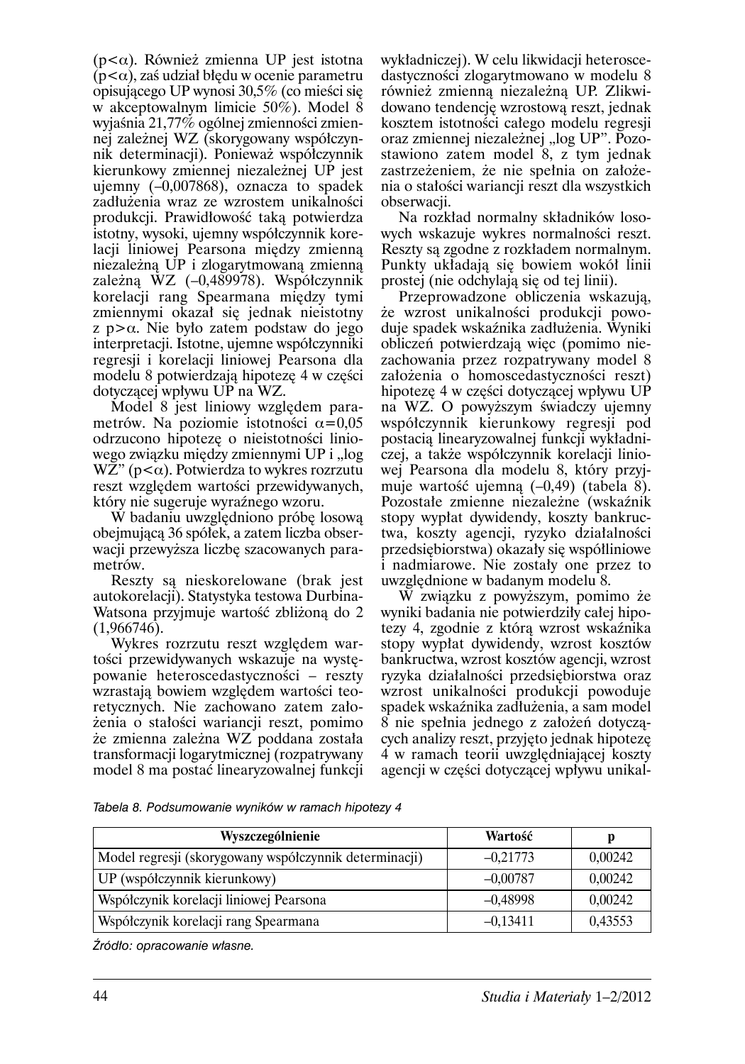($p<\alpha$). Również zmienna UP jest istotna ($p<\alpha$), zaś udział błędu w ocenie parametru opisującego UP wynosi 30,5% (co mieści się w akceptowalnym limicie 50%). Model 8 wyjaśnia 21,77% ogólnej zmienności zmiennej zależnej WZ (skorygowany współczynnik determinacji). Ponieważ współczynnik kierunkowy zmiennej niezależnej UP jest ujemny (–0,007868), oznacza to spadek zadłużenia wraz ze wzrostem unikalności produkcji. Prawidłowość taką potwierdza istotny, wysoki, ujemny współczynnik korelacji liniowej Pearsona między zmienną niezależną UP i zlogarytmowaną zmienną zależną WZ (–0,489978). Współczynnik korelacji rang Spearmana między tymi zmiennymi okazał się jednak nieistotny z $p>\alpha$. Nie było zatem podstaw do jego interpretacji. Istotne, ujemne współczynniki regresji i korelacji liniowej Pearsona dla modelu 8 potwierdzają hipotezę 4 w części dotyczącej wpływu UP na WZ.

Model 8 jest liniowy względem parametrów. Na poziomie istotności $\alpha=0{,}05$ odrzucono hipotezę o nieistotności liniowego związku między zmiennymi UP i „log WZ" ($p<\alpha$). Potwierdza to wykres rozrzutu reszt względem wartości przewidywanych, który nie sugeruje wyraźnego wzoru.

W badaniu uwzględniono próbę losową obejmującą 36 spółek, a zatem liczba obserwacji przewyższa liczbę szacowanych parametrów.

Reszty są nieskorelowane (brak jest autokorelacji). Statystyka testowa Durbina-Watsona przyjmuje wartość zbliżoną do 2 (1,966746).

Wykres rozrzutu reszt względem wartości przewidywanych wskazuje na występowanie heteroscedastyczności – reszty wzrastają bowiem względem wartości teoretycznych. Nie zachowano zatem założenia o stałości wariancji reszt, pomimo że zmienna zależna WZ poddana została transformacji logarytmicznej (rozpatrywany model 8 ma postać linearyzowalnej funkcji wykładniczej). W celu likwidacji heteroscedastyczności zlogarytmowano w modelu 8 również zmienną niezależną UP. Zlikwidowano tendencję wzrostową reszt, jednak kosztem istotności całego modelu regresji oraz zmiennej niezależnej „log UP". Pozostawiono zatem model 8, z tym jednak zastrzeżeniem, że nie spełnia on założenia o stałości wariancji reszt dla wszystkich obserwacji.

Na rozkład normalny składników losowych wskazuje wykres normalności reszt. Reszty są zgodne z rozkładem normalnym. Punkty układają się bowiem wokół linii prostej (nie odchylają się od tej linii).

Przeprowadzone obliczenia wskazują, że wzrost unikalności produkcji powoduje spadek wskaźnika zadłużenia. Wyniki obliczeń potwierdzają więc (pomimo niezachowania przez rozpatrywany model 8 założenia o homoscedastyczności reszt) hipotezę 4 w części dotyczącej wpływu UP na WZ. O powyższym świadczy ujemny współczynnik kierunkowy regresji pod postacią linearyzowalnej funkcji wykładniczej, a także współczynnik korelacji liniowej Pearsona dla modelu 8, który przyjmuje wartość ujemną (–0,49) (tabela 8). Pozostałe zmienne niezależne (wskaźnik stopy wypłat dywidendy, koszty bankructwa, koszty agencji, ryzyko działalności przedsiębiorstwa) okazały się współliniowe i nadmiarowe. Nie zostały one przez to uwzględnione w badanym modelu 8.

W związku z powyższym, pomimo że wyniki badania nie potwierdziły całej hipotezy 4, zgodnie z którą wzrost wskaźnika stopy wypłat dywidendy, wzrost kosztów bankructwa, wzrost kosztów agencji, wzrost ryzyka działalności przedsiębiorstwa oraz wzrost unikalności produkcji powoduje spadek wskaźnika zadłużenia, a sam model 8 nie spełnia jednego z założeń dotyczących analizy reszt, przyjęto jednak hipotezę 4 w ramach teorii uwzględniającej koszty agencji w części dotyczącej wpływu unikal-

*Tabela 8. Podsumowanie wyników w ramach hipotezy 4*

| Wyszczególnienie | Wartość | p |
|---|---|---|
| Model regresji (skorygowany współczynnik determinacji) | –0,21773 | 0,00242 |
| UP (współczynnik kierunkowy) | –0,00787 | 0,00242 |
| Współczynik korelacji liniowej Pearsona | –0,48998 | 0,00242 |
| Współczynik korelacji rang Spearmana | –0,13411 | 0,43553 |

*Źródło: opracowanie własne.*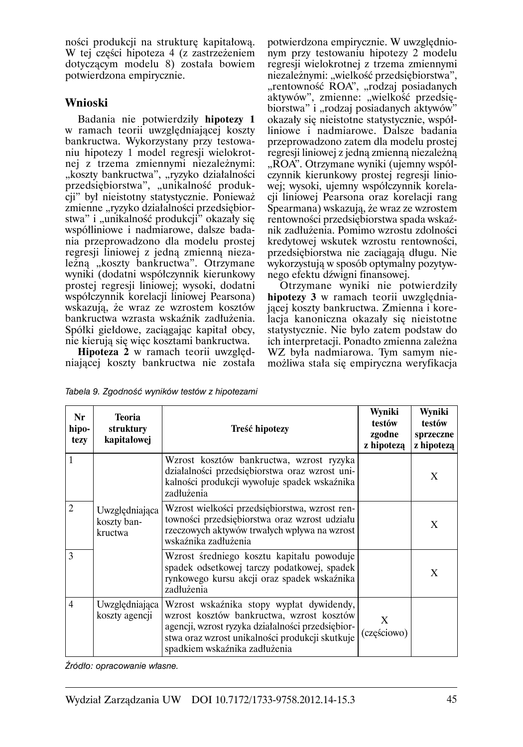ności produkcji na strukturę kapitałową. W tej części hipoteza 4 (z zastrzeżeniem dotyczącym modelu 8) została bowiem potwierdzona empirycznie.

## Wnioski

Badania nie potwierdziły **hipotezy 1** w ramach teorii uwzględniającej koszty bankructwa. Wykorzystany przy testowaniu hipotezy 1 model regresji wielokrotnej z trzema zmiennymi niezależnymi: „koszty bankructwa", „ryzyko działalności przedsiębiorstwa", „unikalność produkcji" był nieistotny statystycznie. Ponieważ zmienne „ryzyko działalności przedsiębiorstwa" i „unikalność produkcji" okazały się współliniowe i nadmiarowe, dalsze badania przeprowadzono dla modelu prostej regresji liniowej z jedną zmienną niezależną „koszty bankructwa". Otrzymane wyniki (dodatni współczynnik kierunkowy prostej regresji liniowej; wysoki, dodatni współczynnik korelacji liniowej Pearsona) wskazują, że wraz ze wzrostem kosztów bankructwa wzrasta wskaźnik zadłużenia. Spółki giełdowe, zaciągając kapitał obcy, nie kierują się więc kosztami bankructwa.

**Hipoteza 2** w ramach teorii uwzględniającej koszty bankructwa nie została potwierdzona empirycznie. W uwzględnionym przy testowaniu hipotezy 2 modelu regresji wielokrotnej z trzema zmiennymi niezależnymi: „wielkość przedsiębiorstwa", „rentowność ROA", „rodzaj posiadanych aktywów", zmienne: „wielkość przedsiębiorstwa" i „rodzaj posiadanych aktywów" okazały się nieistotne statystycznie, współliniowe i nadmiarowe. Dalsze badania przeprowadzono zatem dla modelu prostej regresji liniowej z jedną zmienną niezależną „ROA". Otrzymane wyniki (ujemny współczynnik kierunkowy prostej regresji liniowej; wysoki, ujemny współczynnik korelacji liniowej Pearsona oraz korelacji rang Spearmana) wskazują, że wraz ze wzrostem rentowności przedsiębiorstwa spada wskaźnik zadłużenia. Pomimo wzrostu zdolności kredytowej wskutek wzrostu rentowności, przedsiębiorstwa nie zaciągają długu. Nie wykorzystują w sposób optymalny pozytywnego efektu dźwigni finansowej.

Otrzymane wyniki nie potwierdziły **hipotezy 3** w ramach teorii uwzględniającej koszty bankructwa. Zmienna i korelacja kanoniczna okazały się nieistotne statystycznie. Nie było zatem podstaw do ich interpretacji. Ponadto zmienna zależna WZ była nadmiarowa. Tym samym niemożliwa stała się empiryczna weryfikacja

*Tabela 9. Zgodność wyników testów z hipotezami*

| Nr hipotezy | Teoria struktury kapitałowej | Treść hipotezy | Wyniki testów zgodne z hipotezą | Wyniki testów sprzeczne z hipotezą |
|---|---|---|---|---|
| 1 | Uwzględniająca koszty bankructwa | Wzrost kosztów bankructwa, wzrost ryzyka działalności przedsiębiorstwa oraz wzrost unikalności produkcji wywołuje spadek wskaźnika zadłużenia | | X |
| 2 | | Wzrost wielkości przedsiębiorstwa, wzrost rentowności przedsiębiorstwa oraz wzrost udziału rzeczowych aktywów trwałych wpływa na wzrost wskaźnika zadłużenia | | X |
| 3 | | Wzrost średniego kosztu kapitału powoduje spadek odsetkowej tarczy podatkowej, spadek rynkowego kursu akcji oraz spadek wskaźnika zadłużenia | | X |
| 4 | Uwzględniająca koszty agencji | Wzrost wskaźnika stopy wypłat dywidendy, wzrost kosztów bankructwa, wzrost kosztów agencji, wzrost ryzyka działalności przedsiębiorstwa oraz wzrost unikalności produkcji skutkuje spadkiem wskaźnika zadłużenia | X (częściowo) | |

*Źródło: opracowanie własne.*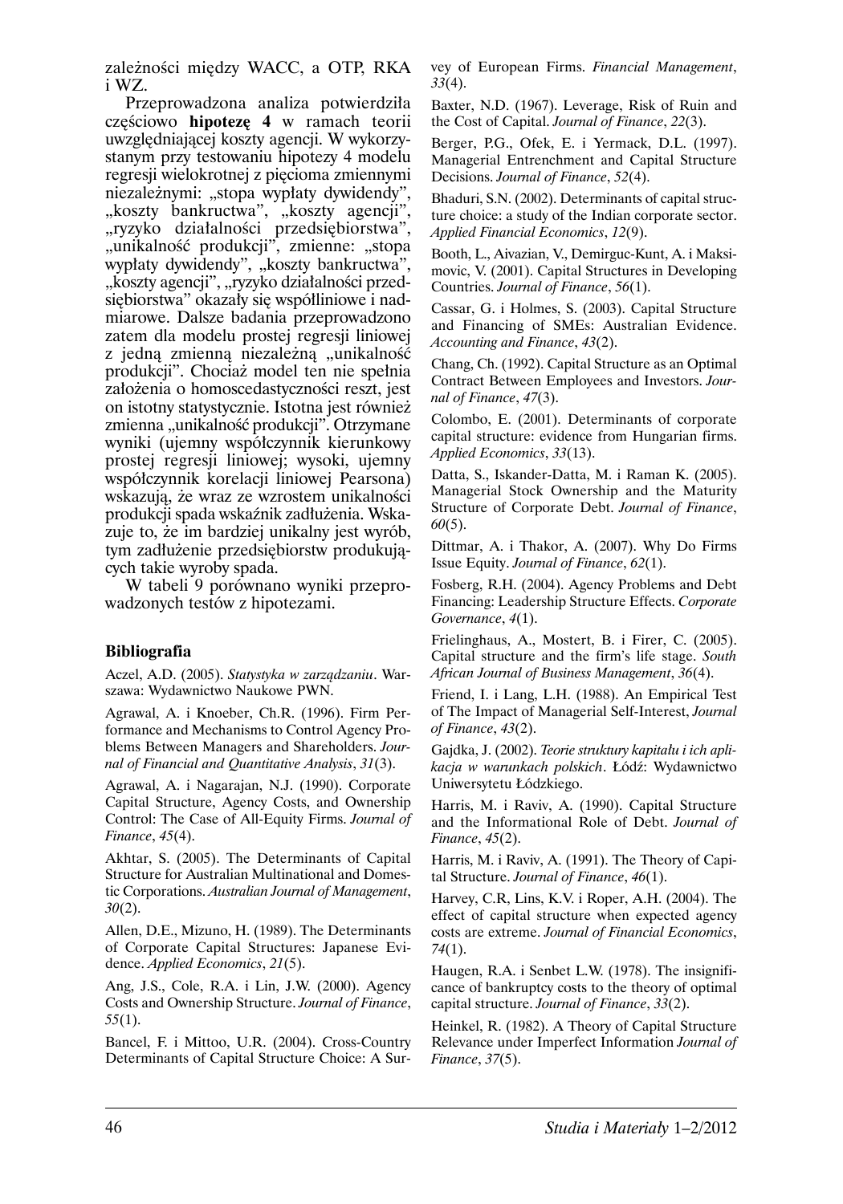zależności między WACC, a OTP, RKA i WZ.

Przeprowadzona analiza potwierdziła częściowo **hipotezę 4** w ramach teorii uwzględniającej koszty agencji. W wykorzystanym przy testowaniu hipotezy 4 modelu regresji wielokrotnej z pięcioma zmiennymi niezależnymi: „stopa wypłaty dywidendy", „koszty bankructwa", „koszty agencji", „ryzyko działalności przedsiębiorstwa", „unikalność produkcji", zmienne: „stopa wypłaty dywidendy", „koszty bankructwa", „koszty agencji", „ryzyko działalności przedsiębiorstwa" okazały się współliniowe i nadmiarowe. Dalsze badania przeprowadzono zatem dla modelu prostej regresji liniowej z jedną zmienną niezależną „unikalność produkcji". Chociaż model ten nie spełnia założenia o homoscedastyczności reszt, jest on istotny statystycznie. Istotna jest również zmienna „unikalność produkcji". Otrzymane wyniki (ujemny współczynnik kierunkowy prostej regresji liniowej; wysoki, ujemny współczynnik korelacji liniowej Pearsona) wskazują, że wraz ze wzrostem unikalności produkcji spada wskaźnik zadłużenia. Wskazuje to, że im bardziej unikalny jest wyrób, tym zadłużenie przedsiębiorstw produkujących takie wyroby spada.

W tabeli 9 porównano wyniki przeprowadzonych testów z hipotezami.

## Bibliografia

Aczel, A.D. (2005). *Statystyka w zarządzaniu*. Warszawa: Wydawnictwo Naukowe PWN.

Agrawal, A. i Knoeber, Ch.R. (1996). Firm Performance and Mechanisms to Control Agency Problems Between Managers and Shareholders. *Journal of Financial and Quantitative Analysis*, *31*(3).

Agrawal, A. i Nagarajan, N.J. (1990). Corporate Capital Structure, Agency Costs, and Ownership Control: The Case of All-Equity Firms. *Journal of Finance*, *45*(4).

Akhtar, S. (2005). The Determinants of Capital Structure for Australian Multinational and Domestic Corporations. *Australian Journal of Management*, *30*(2).

Allen, D.E., Mizuno, H. (1989). The Determinants of Corporate Capital Structures: Japanese Evidence. *Applied Economics*, *21*(5).

Ang, J.S., Cole, R.A. i Lin, J.W. (2000). Agency Costs and Ownership Structure. *Journal of Finance*, *55*(1).

Bancel, F. i Mittoo, U.R. (2004). Cross-Country Determinants of Capital Structure Choice: A Survey of European Firms. *Financial Management*, *33*(4).

Baxter, N.D. (1967). Leverage, Risk of Ruin and the Cost of Capital. *Journal of Finance*, *22*(3).

Berger, P.G., Ofek, E. i Yermack, D.L. (1997). Managerial Entrenchment and Capital Structure Decisions. *Journal of Finance*, *52*(4).

Bhaduri, S.N. (2002). Determinants of capital structure choice: a study of the Indian corporate sector. *Applied Financial Economics*, *12*(9).

Booth, L., Aivazian, V., Demirguc-Kunt, A. i Maksimovic, V. (2001). Capital Structures in Developing Countries. *Journal of Finance*, *56*(1).

Cassar, G. i Holmes, S. (2003). Capital Structure and Financing of SMEs: Australian Evidence. *Accounting and Finance*, *43*(2).

Chang, Ch. (1992). Capital Structure as an Optimal Contract Between Employees and Investors. *Journal of Finance*, *47*(3).

Colombo, E. (2001). Determinants of corporate capital structure: evidence from Hungarian firms. *Applied Economics*, *33*(13).

Datta, S., Iskander-Datta, M. i Raman K. (2005). Managerial Stock Ownership and the Maturity Structure of Corporate Debt. *Journal of Finance*, *60*(5).

Dittmar, A. i Thakor, A. (2007). Why Do Firms Issue Equity. *Journal of Finance*, *62*(1).

Fosberg, R.H. (2004). Agency Problems and Debt Financing: Leadership Structure Effects. *Corporate Governance*, *4*(1).

Frielinghaus, A., Mostert, B. i Firer, C. (2005). Capital structure and the firm's life stage. *South African Journal of Business Management*, *36*(4).

Friend, I. i Lang, L.H. (1988). An Empirical Test of The Impact of Managerial Self-Interest, *Journal of Finance*, *43*(2).

Gajdka, J. (2002). *Teorie struktury kapitału i ich aplikacja w warunkach polskich*. Łódź: Wydawnictwo Uniwersytetu Łódzkiego.

Harris, M. i Raviv, A. (1990). Capital Structure and the Informational Role of Debt. *Journal of Finance*, *45*(2).

Harris, M. i Raviv, A. (1991). The Theory of Capital Structure. *Journal of Finance*, *46*(1).

Harvey, C.R, Lins, K.V. i Roper, A.H. (2004). The effect of capital structure when expected agency costs are extreme. *Journal of Financial Economics*, *74*(1).

Haugen, R.A. i Senbet L.W. (1978). The insignificance of bankruptcy costs to the theory of optimal capital structure. *Journal of Finance*, *33*(2).

Heinkel, R. (1982). A Theory of Capital Structure Relevance under Imperfect Information *Journal of Finance*, *37*(5).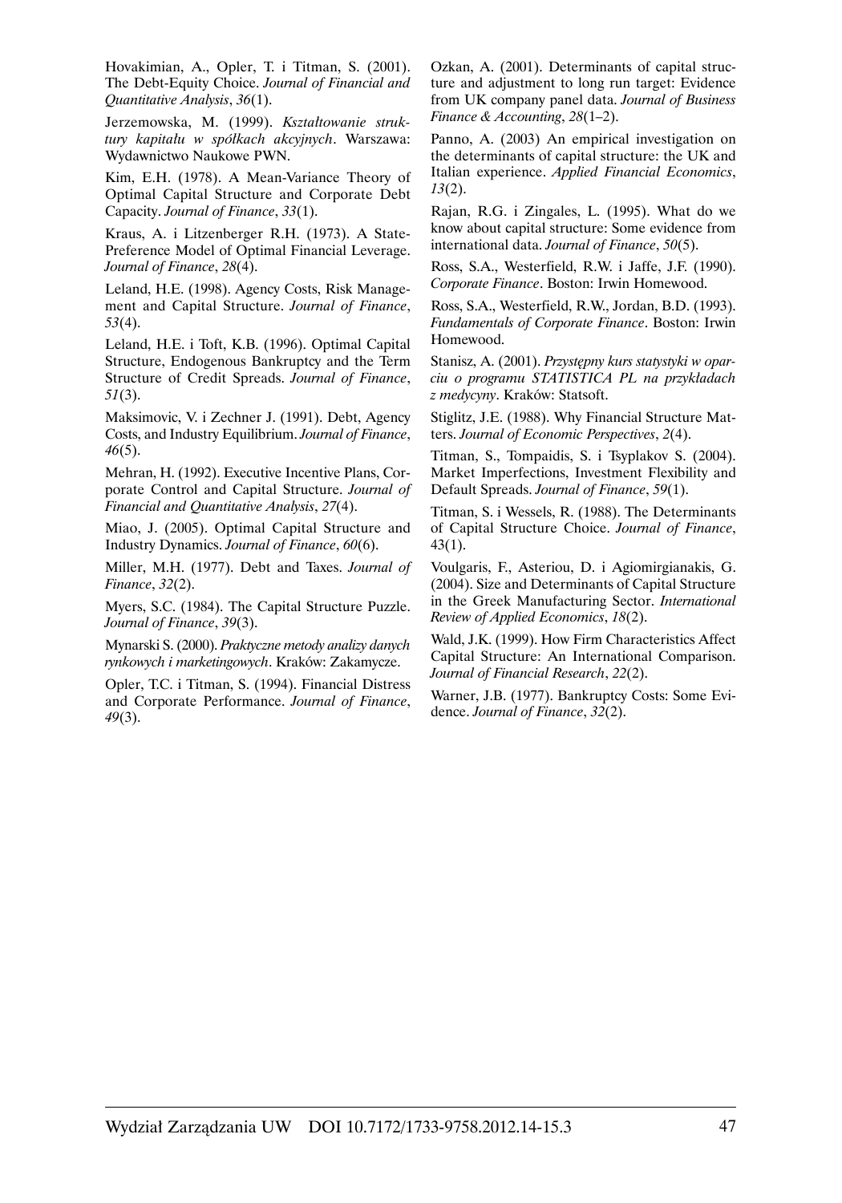Hovakimian, A., Opler, T. i Titman, S. (2001). The Debt-Equity Choice. *Journal of Financial and Quantitative Analysis*, *36*(1).

Jerzemowska, M. (1999). *Kształtowanie struktury kapitału w spółkach akcyjnych*. Warszawa: Wydawnictwo Naukowe PWN.

Kim, E.H. (1978). A Mean-Variance Theory of Optimal Capital Structure and Corporate Debt Capacity. *Journal of Finance*, *33*(1).

Kraus, A. i Litzenberger R.H. (1973). A State-Preference Model of Optimal Financial Leverage. *Journal of Finance*, *28*(4).

Leland, H.E. (1998). Agency Costs, Risk Management and Capital Structure. *Journal of Finance*, *53*(4).

Leland, H.E. i Toft, K.B. (1996). Optimal Capital Structure, Endogenous Bankruptcy and the Term Structure of Credit Spreads. *Journal of Finance*, *51*(3).

Maksimovic, V. i Zechner J. (1991). Debt, Agency Costs, and Industry Equilibrium. *Journal of Finance*, *46*(5).

Mehran, H. (1992). Executive Incentive Plans, Corporate Control and Capital Structure. *Journal of Financial and Quantitative Analysis*, *27*(4).

Miao, J. (2005). Optimal Capital Structure and Industry Dynamics. *Journal of Finance*, *60*(6).

Miller, M.H. (1977). Debt and Taxes. *Journal of Finance*, *32*(2).

Myers, S.C. (1984). The Capital Structure Puzzle. *Journal of Finance*, *39*(3).

Mynarski S. (2000). *Praktyczne metody analizy danych rynkowych i marketingowych*. Kraków: Zakamycze.

Opler, T.C. i Titman, S. (1994). Financial Distress and Corporate Performance. *Journal of Finance*, *49*(3).

Ozkan, A. (2001). Determinants of capital structure and adjustment to long run target: Evidence from UK company panel data. *Journal of Business Finance & Accounting*, *28*(1–2).

Panno, A. (2003) An empirical investigation on the determinants of capital structure: the UK and Italian experience. *Applied Financial Economics*, *13*(2).

Rajan, R.G. i Zingales, L. (1995). What do we know about capital structure: Some evidence from international data. *Journal of Finance*, *50*(5).

Ross, S.A., Westerfield, R.W. i Jaffe, J.F. (1990). *Corporate Finance*. Boston: Irwin Homewood.

Ross, S.A., Westerfield, R.W., Jordan, B.D. (1993). *Fundamentals of Corporate Finance*. Boston: Irwin Homewood.

Stanisz, A. (2001). *Przystępny kurs statystyki w oparciu o programu STATISTICA PL na przykładach z medycyny*. Kraków: Statsoft.

Stiglitz, J.E. (1988). Why Financial Structure Matters. *Journal of Economic Perspectives*, *2*(4).

Titman, S., Tompaidis, S. i Tsyplakov S. (2004). Market Imperfections, Investment Flexibility and Default Spreads. *Journal of Finance*, *59*(1).

Titman, S. i Wessels, R. (1988). The Determinants of Capital Structure Choice. *Journal of Finance*, 43(1).

Voulgaris, F., Asteriou, D. i Agiomirgianakis, G. (2004). Size and Determinants of Capital Structure in the Greek Manufacturing Sector. *International Review of Applied Economics*, *18*(2).

Wald, J.K. (1999). How Firm Characteristics Affect Capital Structure: An International Comparison. *Journal of Financial Research*, *22*(2).

Warner, J.B. (1977). Bankruptcy Costs: Some Evidence. *Journal of Finance*, *32*(2).